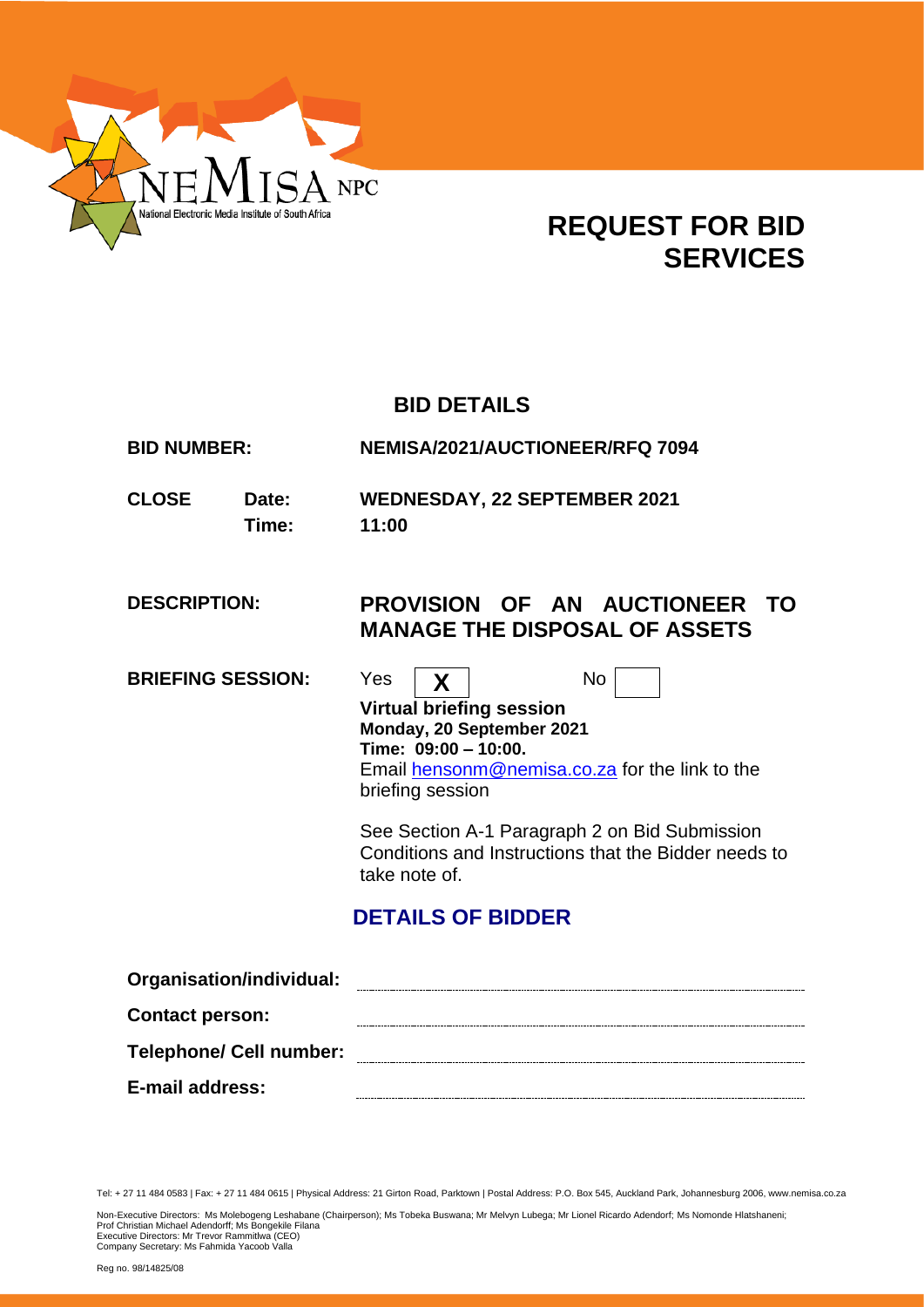NEMISA NPC
National Electronic Media Institute of South Africa

# REQUEST FOR BID SERVICES

## BID DETAILS

| | |
|---|---|
| **BID NUMBER:** | **NEMISA/2021/AUCTIONEER/RFQ 7094** |
| **CLOSE Date:** | **WEDNESDAY, 22 SEPTEMBER 2021** |
| **Time:** | **11:00** |
| **DESCRIPTION:** | **PROVISION OF AN AUCTIONEER TO MANAGE THE DISPOSAL OF ASSETS** |
| **BRIEFING SESSION:** | Yes **X** No |

**Virtual briefing session**
**Monday, 20 September 2021**
**Time: 09:00 – 10:00.**
Email hensonm@nemisa.co.za for the link to the briefing session

See Section A-1 Paragraph 2 on Bid Submission Conditions and Instructions that the Bidder needs to take note of.

## DETAILS OF BIDDER

**Organisation/individual:** ..........................................

**Contact person:** ..........................................

**Telephone/ Cell number:** ..........................................

**E-mail address:** ..........................................

Tel: + 27 11 484 0583 | Fax: + 27 11 484 0615 | Physical Address: 21 Girton Road, Parktown | Postal Address: P.O. Box 545, Auckland Park, Johannesburg 2006, www.nemisa.co.za

Non-Executive Directors: Ms Molebogeng Leshabane (Chairperson); Ms Tobeka Buswana; Mr Melvyn Lubega; Mr Lionel Ricardo Adendorf; Ms Nomonde Hlatshaneni; Prof Christian Michael Adendorff; Ms Bongekile Filana
Executive Directors: Mr Trevor Rammitlwa (CEO)
Company Secretary: Ms Fahmida Yacoob Valla

Reg no. 98/14825/08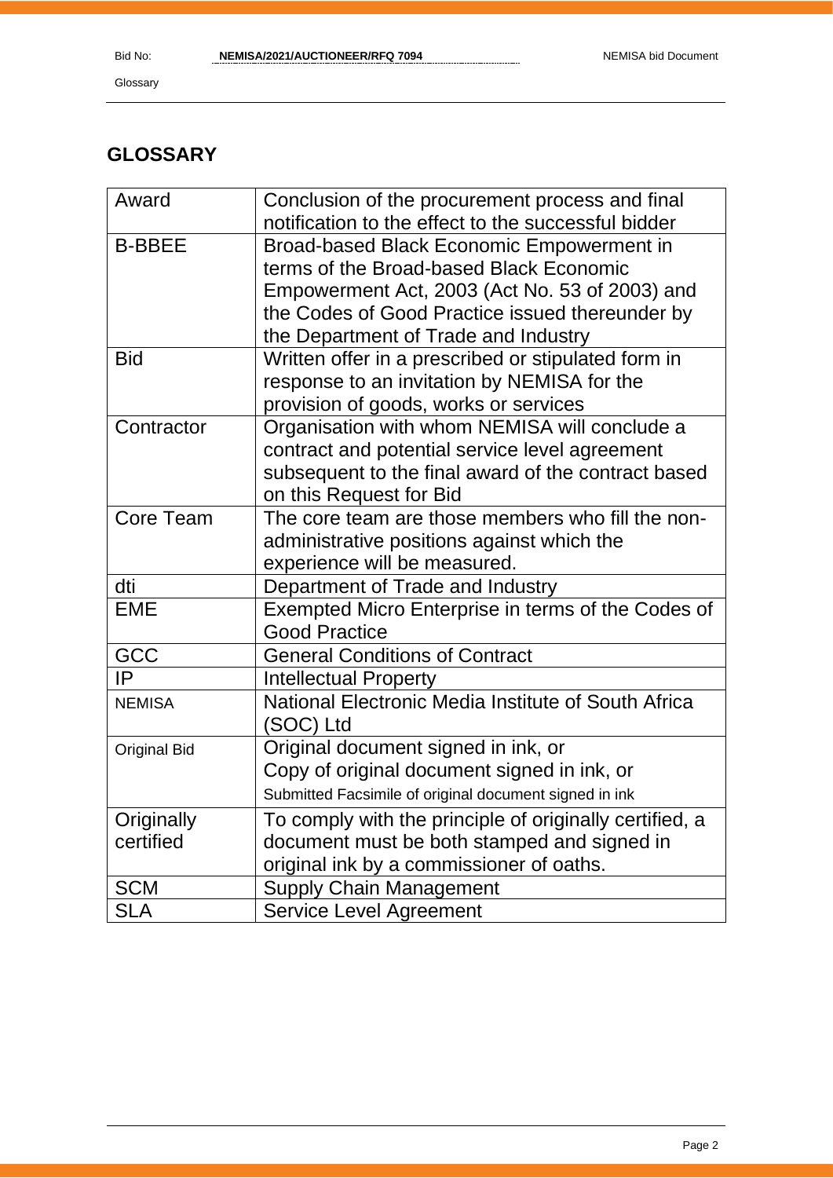## GLOSSARY

| | |
|---|---|
| Award | Conclusion of the procurement process and final notification to the effect to the successful bidder |
| B-BBEE | Broad-based Black Economic Empowerment in terms of the Broad-based Black Economic Empowerment Act, 2003 (Act No. 53 of 2003) and the Codes of Good Practice issued thereunder by the Department of Trade and Industry |
| Bid | Written offer in a prescribed or stipulated form in response to an invitation by NEMISA for the provision of goods, works or services |
| Contractor | Organisation with whom NEMISA will conclude a contract and potential service level agreement subsequent to the final award of the contract based on this Request for Bid |
| Core Team | The core team are those members who fill the non-administrative positions against which the experience will be measured. |
| dti | Department of Trade and Industry |
| EME | Exempted Micro Enterprise in terms of the Codes of Good Practice |
| GCC | General Conditions of Contract |
| IP | Intellectual Property |
| NEMISA | National Electronic Media Institute of South Africa (SOC) Ltd |
| Original Bid | Original document signed in ink, or<br>Copy of original document signed in ink, or<br>Submitted Facsimile of original document signed in ink |
| Originally certified | To comply with the principle of originally certified, a document must be both stamped and signed in original ink by a commissioner of oaths. |
| SCM | Supply Chain Management |
| SLA | Service Level Agreement |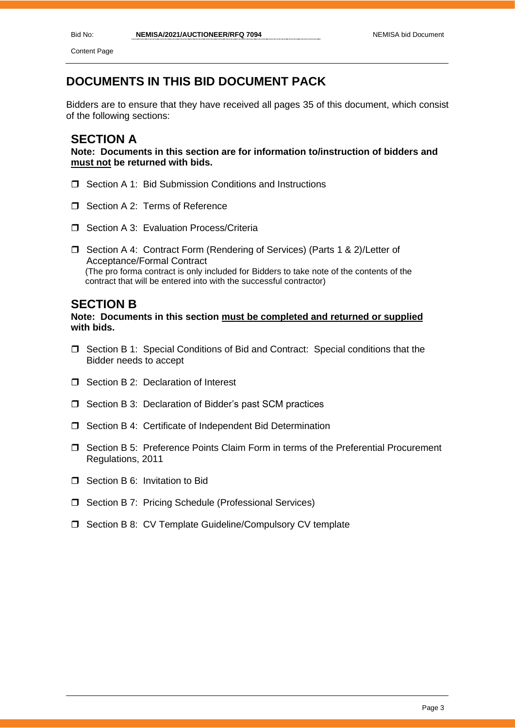# DOCUMENTS IN THIS BID DOCUMENT PACK

Bidders are to ensure that they have received all pages 35 of this document, which consist of the following sections:

## SECTION A

**Note: Documents in this section are for information to/instruction of bidders and <u>must not</u> be returned with bids.**

- ☐ Section A 1: Bid Submission Conditions and Instructions
- ☐ Section A 2: Terms of Reference
- ☐ Section A 3: Evaluation Process/Criteria
- ☐ Section A 4: Contract Form (Rendering of Services) (Parts 1 & 2)/Letter of Acceptance/Formal Contract
  (The pro forma contract is only included for Bidders to take note of the contents of the contract that will be entered into with the successful contractor)

## SECTION B

**Note: Documents in this section <u>must be completed and returned or supplied</u> with bids.**

- ☐ Section B 1: Special Conditions of Bid and Contract: Special conditions that the Bidder needs to accept
- ☐ Section B 2: Declaration of Interest
- ☐ Section B 3: Declaration of Bidder's past SCM practices
- ☐ Section B 4: Certificate of Independent Bid Determination
- ☐ Section B 5: Preference Points Claim Form in terms of the Preferential Procurement Regulations, 2011
- ☐ Section B 6: Invitation to Bid
- ☐ Section B 7: Pricing Schedule (Professional Services)
- ☐ Section B 8: CV Template Guideline/Compulsory CV template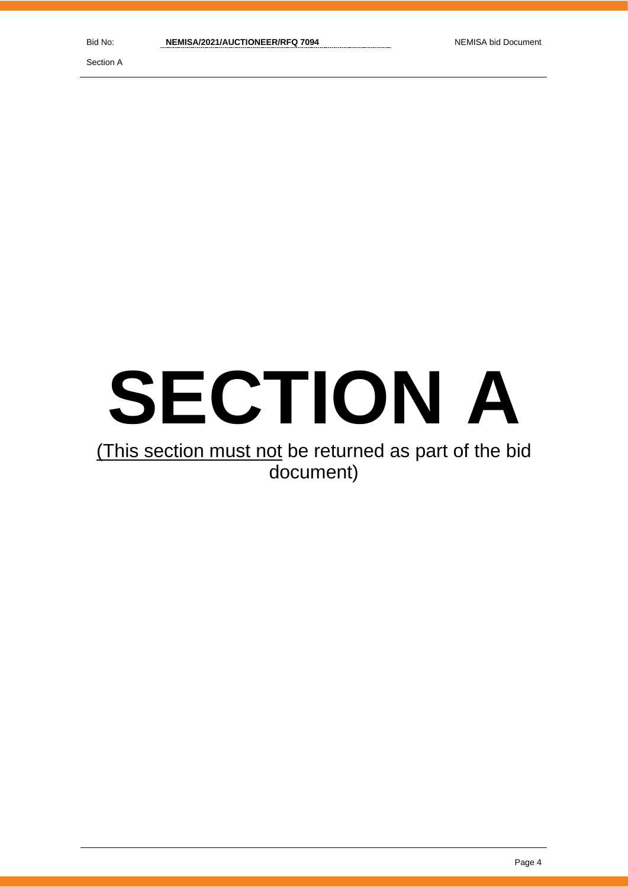# SECTION A

<u>(This section must not</u> be returned as part of the bid document)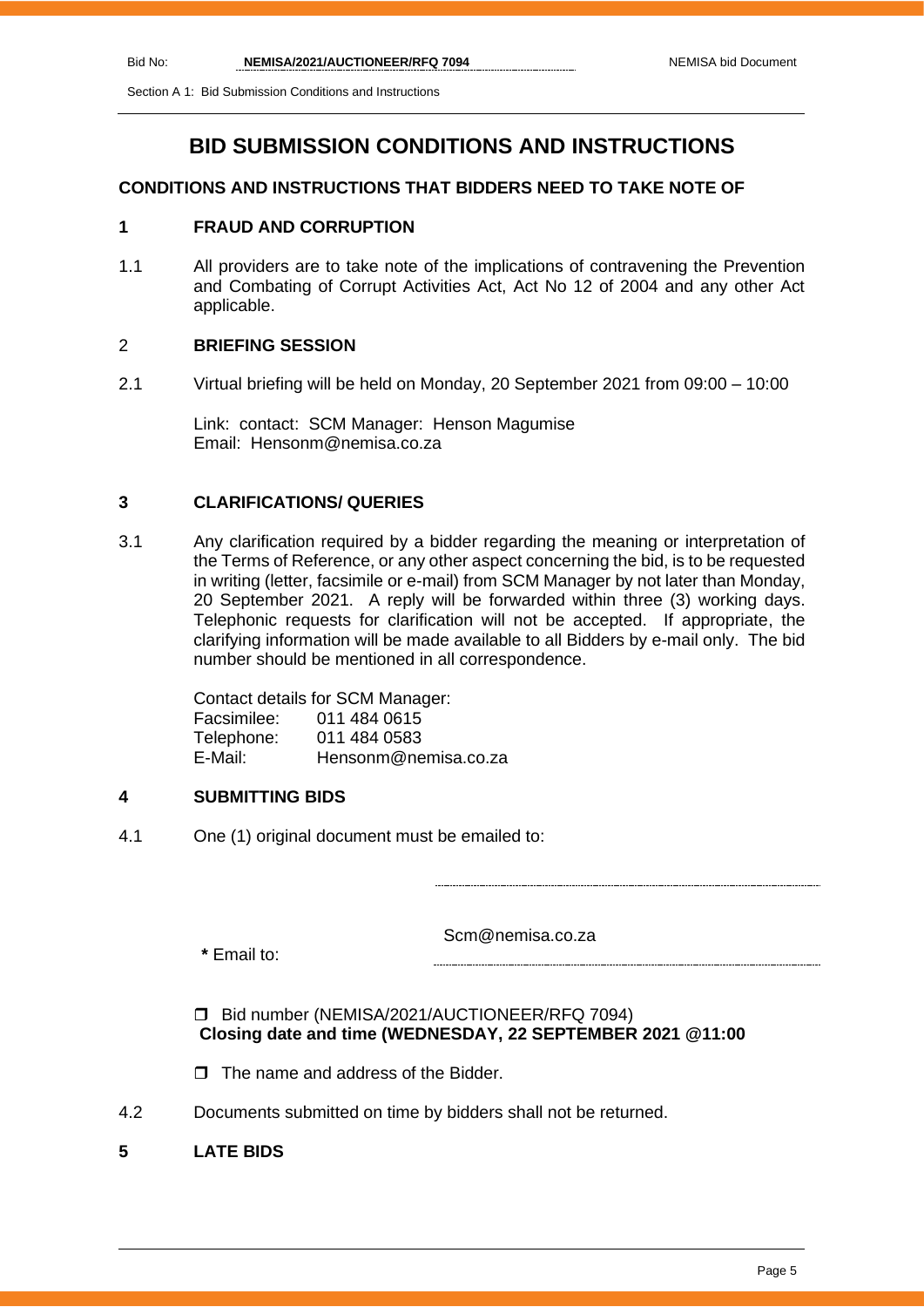# BID SUBMISSION CONDITIONS AND INSTRUCTIONS

**CONDITIONS AND INSTRUCTIONS THAT BIDDERS NEED TO TAKE NOTE OF**

## 1 FRAUD AND CORRUPTION

1.1 All providers are to take note of the implications of contravening the Prevention and Combating of Corrupt Activities Act, Act No 12 of 2004 and any other Act applicable.

## 2 BRIEFING SESSION

2.1 Virtual briefing will be held on Monday, 20 September 2021 from 09:00 – 10:00

Link: contact: SCM Manager: Henson Magumise
Email: Hensonm@nemisa.co.za

## 3 CLARIFICATIONS/ QUERIES

3.1 Any clarification required by a bidder regarding the meaning or interpretation of the Terms of Reference, or any other aspect concerning the bid, is to be requested in writing (letter, facsimile or e-mail) from SCM Manager by not later than Monday, 20 September 2021. A reply will be forwarded within three (3) working days. Telephonic requests for clarification will not be accepted. If appropriate, the clarifying information will be made available to all Bidders by e-mail only. The bid number should be mentioned in all correspondence.

Contact details for SCM Manager:
Facsimilee: 011 484 0615
Telephone: 011 484 0583
E-Mail: Hensonm@nemisa.co.za

## 4 SUBMITTING BIDS

4.1 One (1) original document must be emailed to:

**\*** Email to: Scm@nemisa.co.za

- ☐ Bid number (NEMISA/2021/AUCTIONEER/RFQ 7094)
  **Closing date and time (WEDNESDAY, 22 SEPTEMBER 2021 @11:00**
- ☐ The name and address of the Bidder.

4.2 Documents submitted on time by bidders shall not be returned.

## 5 LATE BIDS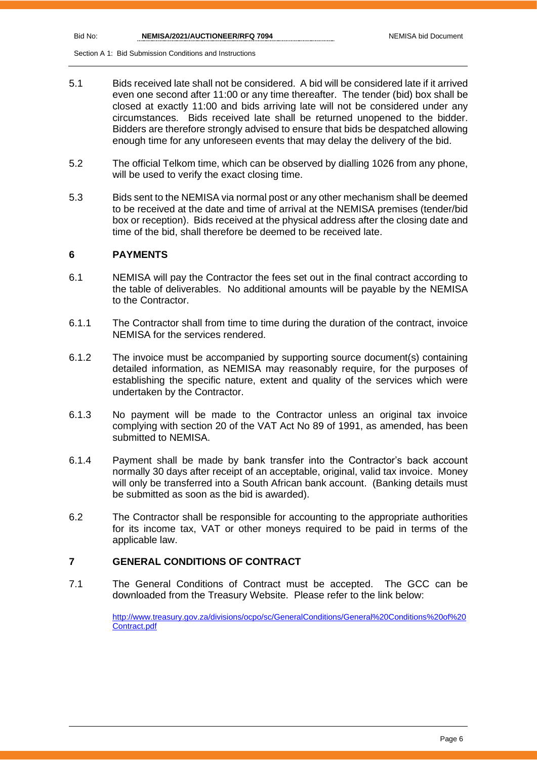5.1 Bids received late shall not be considered. A bid will be considered late if it arrived even one second after 11:00 or any time thereafter. The tender (bid) box shall be closed at exactly 11:00 and bids arriving late will not be considered under any circumstances. Bids received late shall be returned unopened to the bidder. Bidders are therefore strongly advised to ensure that bids be despatched allowing enough time for any unforeseen events that may delay the delivery of the bid.

5.2 The official Telkom time, which can be observed by dialling 1026 from any phone, will be used to verify the exact closing time.

5.3 Bids sent to the NEMISA via normal post or any other mechanism shall be deemed to be received at the date and time of arrival at the NEMISA premises (tender/bid box or reception). Bids received at the physical address after the closing date and time of the bid, shall therefore be deemed to be received late.

## 6 PAYMENTS

6.1 NEMISA will pay the Contractor the fees set out in the final contract according to the table of deliverables. No additional amounts will be payable by the NEMISA to the Contractor.

6.1.1 The Contractor shall from time to time during the duration of the contract, invoice NEMISA for the services rendered.

6.1.2 The invoice must be accompanied by supporting source document(s) containing detailed information, as NEMISA may reasonably require, for the purposes of establishing the specific nature, extent and quality of the services which were undertaken by the Contractor.

6.1.3 No payment will be made to the Contractor unless an original tax invoice complying with section 20 of the VAT Act No 89 of 1991, as amended, has been submitted to NEMISA.

6.1.4 Payment shall be made by bank transfer into the Contractor's back account normally 30 days after receipt of an acceptable, original, valid tax invoice. Money will only be transferred into a South African bank account. (Banking details must be submitted as soon as the bid is awarded).

6.2 The Contractor shall be responsible for accounting to the appropriate authorities for its income tax, VAT or other moneys required to be paid in terms of the applicable law.

## 7 GENERAL CONDITIONS OF CONTRACT

7.1 The General Conditions of Contract must be accepted. The GCC can be downloaded from the Treasury Website. Please refer to the link below:

http://www.treasury.gov.za/divisions/ocpo/sc/GeneralConditions/General%20Conditions%20of%20Contract.pdf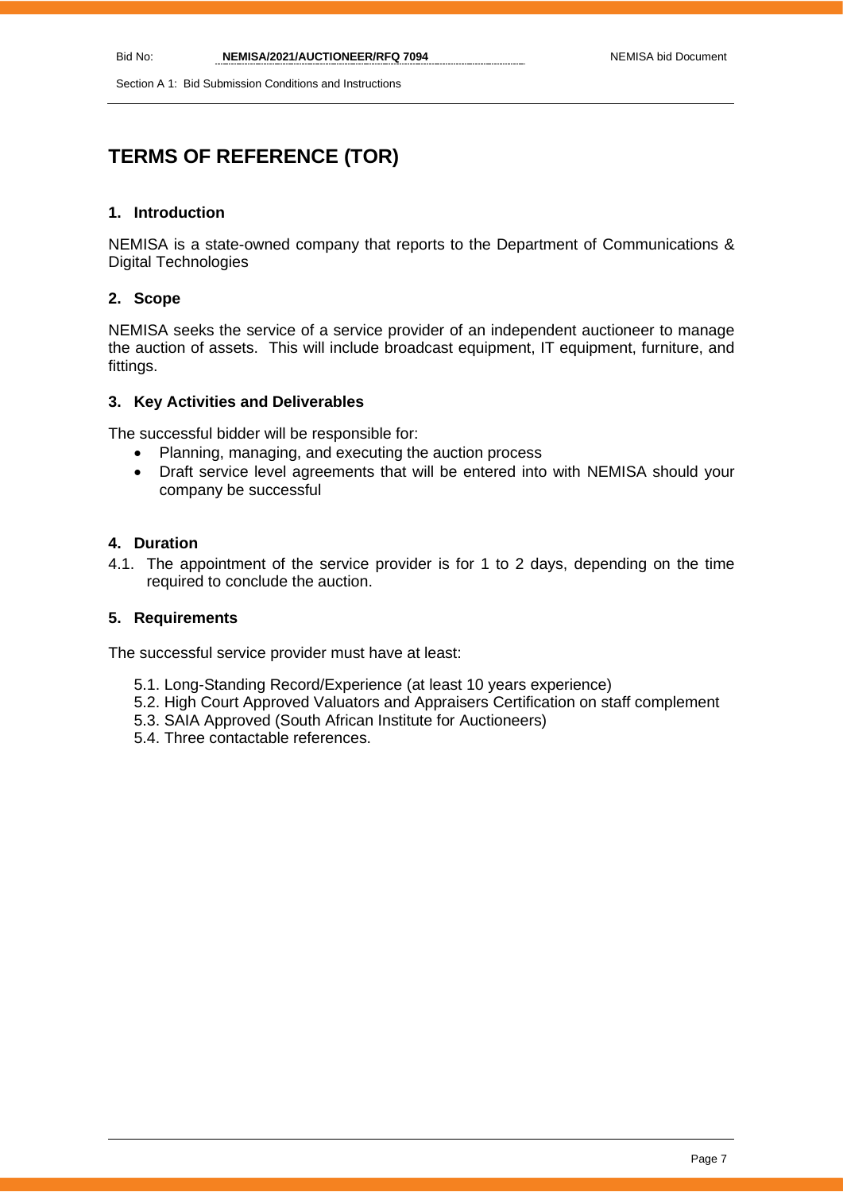# TERMS OF REFERENCE (TOR)

## 1. Introduction

NEMISA is a state-owned company that reports to the Department of Communications & Digital Technologies

## 2. Scope

NEMISA seeks the service of a service provider of an independent auctioneer to manage the auction of assets. This will include broadcast equipment, IT equipment, furniture, and fittings.

## 3. Key Activities and Deliverables

The successful bidder will be responsible for:

- Planning, managing, and executing the auction process
- Draft service level agreements that will be entered into with NEMISA should your company be successful

## 4. Duration

4.1. The appointment of the service provider is for 1 to 2 days, depending on the time required to conclude the auction.

## 5. Requirements

The successful service provider must have at least:

5.1. Long-Standing Record/Experience (at least 10 years experience)
5.2. High Court Approved Valuators and Appraisers Certification on staff complement
5.3. SAIA Approved (South African Institute for Auctioneers)
5.4. Three contactable references.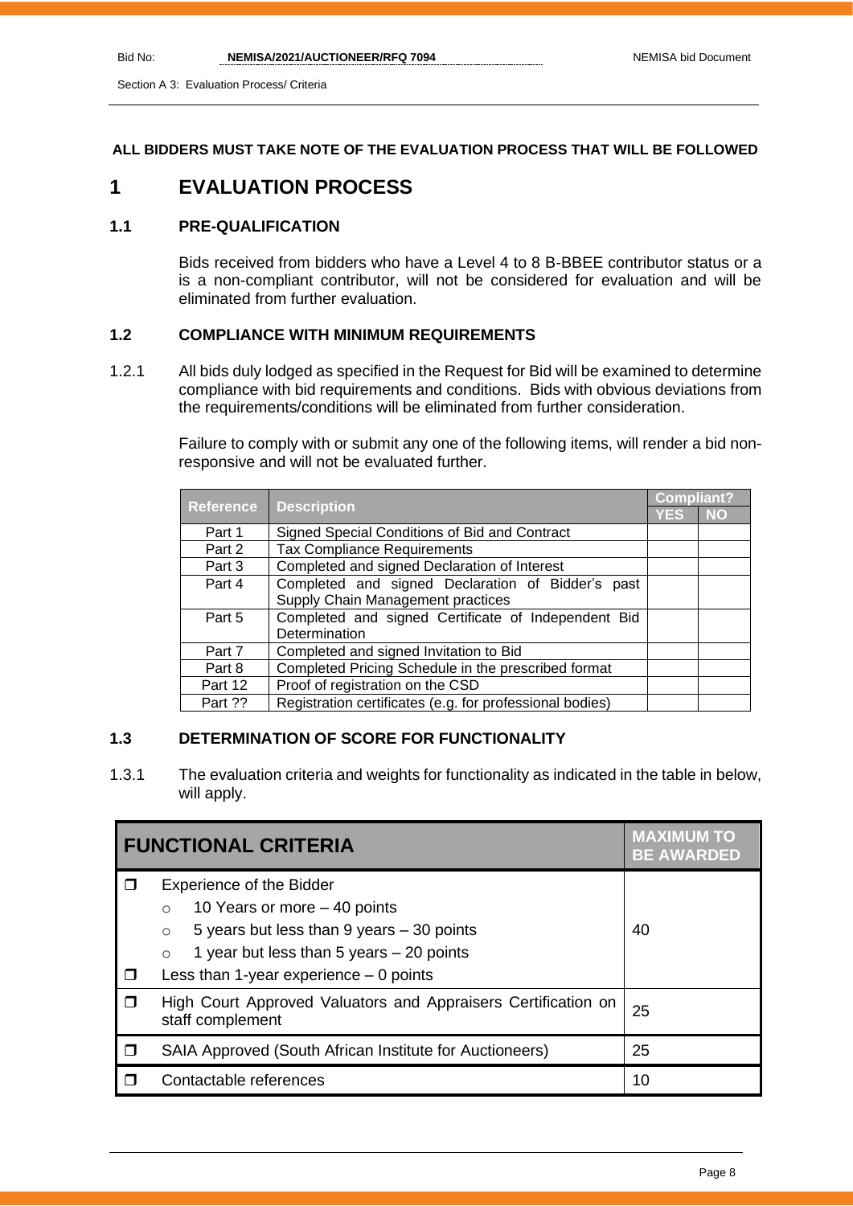**ALL BIDDERS MUST TAKE NOTE OF THE EVALUATION PROCESS THAT WILL BE FOLLOWED**

# 1 EVALUATION PROCESS

## 1.1 PRE-QUALIFICATION

Bids received from bidders who have a Level 4 to 8 B-BBEE contributor status or a is a non-compliant contributor, will not be considered for evaluation and will be eliminated from further evaluation.

## 1.2 COMPLIANCE WITH MINIMUM REQUIREMENTS

1.2.1 All bids duly lodged as specified in the Request for Bid will be examined to determine compliance with bid requirements and conditions. Bids with obvious deviations from the requirements/conditions will be eliminated from further consideration.

Failure to comply with or submit any one of the following items, will render a bid non-responsive and will not be evaluated further.

| Reference | Description | Compliant? | |
|---|---|---|---|
| | | YES | NO |
| Part 1 | Signed Special Conditions of Bid and Contract | | |
| Part 2 | Tax Compliance Requirements | | |
| Part 3 | Completed and signed Declaration of Interest | | |
| Part 4 | Completed and signed Declaration of Bidder's past Supply Chain Management practices | | |
| Part 5 | Completed and signed Certificate of Independent Bid Determination | | |
| Part 7 | Completed and signed Invitation to Bid | | |
| Part 8 | Completed Pricing Schedule in the prescribed format | | |
| Part 12 | Proof of registration on the CSD | | |
| Part ?? | Registration certificates (e.g. for professional bodies) | | |

## 1.3 DETERMINATION OF SCORE FOR FUNCTIONALITY

1.3.1 The evaluation criteria and weights for functionality as indicated in the table in below, will apply.

| FUNCTIONAL CRITERIA | MAXIMUM TO BE AWARDED |
|---|---|
| ❒ Experience of the Bidder<br>○ 10 Years or more – 40 points<br>○ 5 years but less than 9 years – 30 points<br>○ 1 year but less than 5 years – 20 points<br>❒ Less than 1-year experience – 0 points | 40 |
| ❒ High Court Approved Valuators and Appraisers Certification on staff complement | 25 |
| ❒ SAIA Approved (South African Institute for Auctioneers) | 25 |
| ❒ Contactable references | 10 |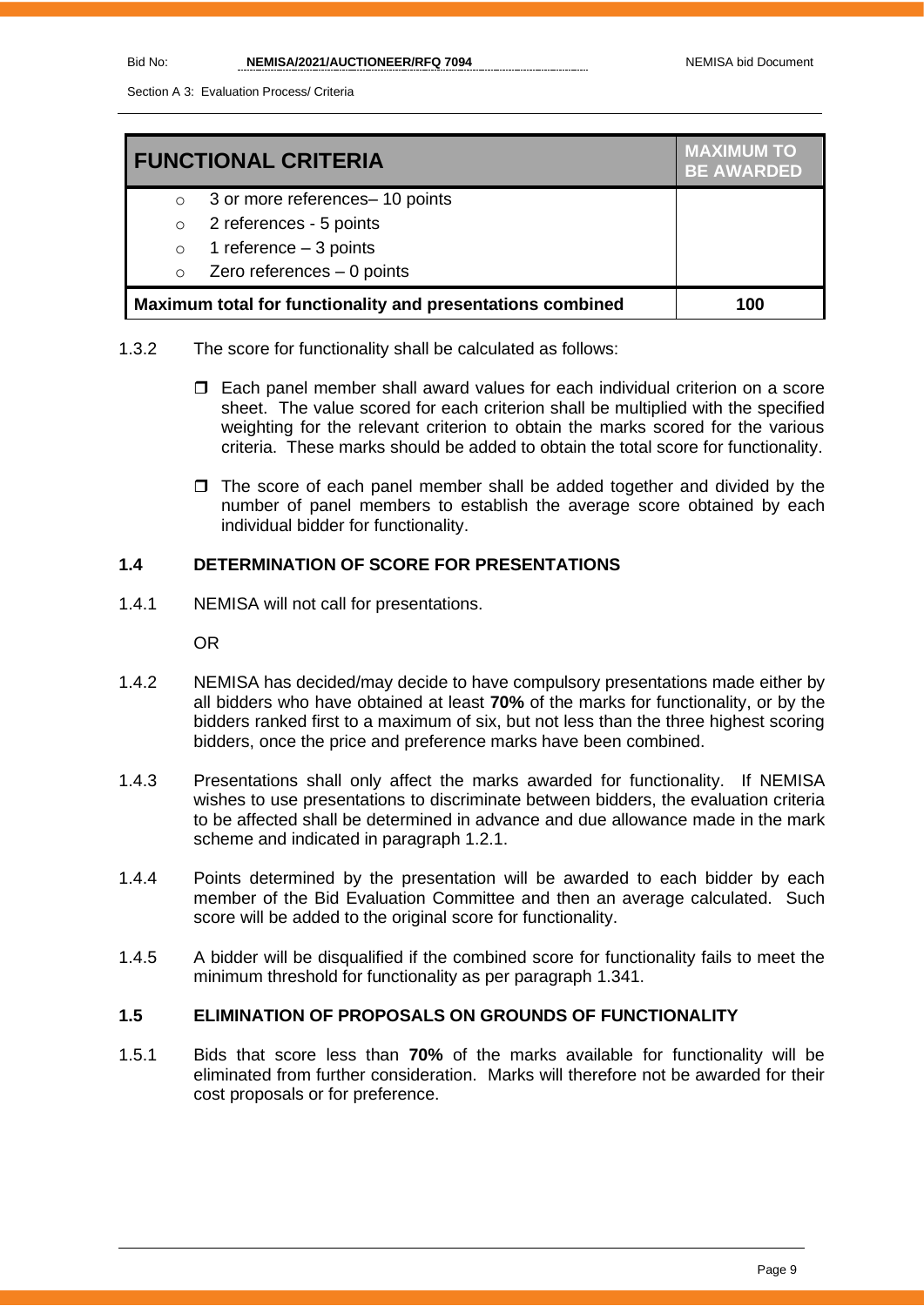| FUNCTIONAL CRITERIA | MAXIMUM TO BE AWARDED |
| --- | --- |
| ○ 3 or more references– 10 points<br>○ 2 references - 5 points<br>○ 1 reference – 3 points<br>○ Zero references – 0 points | |
| **Maximum total for functionality and presentations combined** | **100** |

1.3.2 The score for functionality shall be calculated as follows:

- Each panel member shall award values for each individual criterion on a score sheet. The value scored for each criterion shall be multiplied with the specified weighting for the relevant criterion to obtain the marks scored for the various criteria. These marks should be added to obtain the total score for functionality.

- The score of each panel member shall be added together and divided by the number of panel members to establish the average score obtained by each individual bidder for functionality.

### 1.4 DETERMINATION OF SCORE FOR PRESENTATIONS

1.4.1 NEMISA will not call for presentations.

OR

1.4.2 NEMISA has decided/may decide to have compulsory presentations made either by all bidders who have obtained at least **70%** of the marks for functionality, or by the bidders ranked first to a maximum of six, but not less than the three highest scoring bidders, once the price and preference marks have been combined.

1.4.3 Presentations shall only affect the marks awarded for functionality. If NEMISA wishes to use presentations to discriminate between bidders, the evaluation criteria to be affected shall be determined in advance and due allowance made in the mark scheme and indicated in paragraph 1.2.1.

1.4.4 Points determined by the presentation will be awarded to each bidder by each member of the Bid Evaluation Committee and then an average calculated. Such score will be added to the original score for functionality.

1.4.5 A bidder will be disqualified if the combined score for functionality fails to meet the minimum threshold for functionality as per paragraph 1.341.

### 1.5 ELIMINATION OF PROPOSALS ON GROUNDS OF FUNCTIONALITY

1.5.1 Bids that score less than **70%** of the marks available for functionality will be eliminated from further consideration. Marks will therefore not be awarded for their cost proposals or for preference.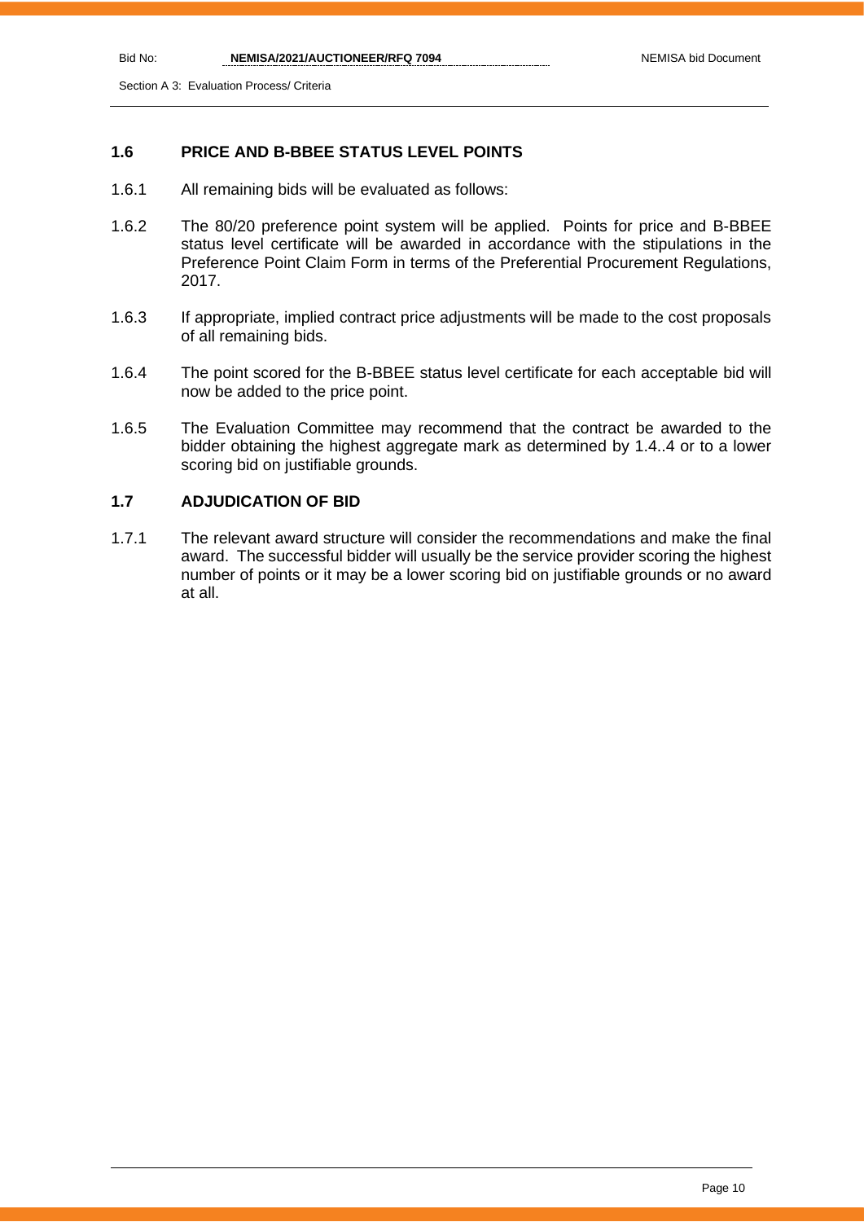## 1.6 PRICE AND B-BBEE STATUS LEVEL POINTS

1.6.1 All remaining bids will be evaluated as follows:

1.6.2 The 80/20 preference point system will be applied. Points for price and B-BBEE status level certificate will be awarded in accordance with the stipulations in the Preference Point Claim Form in terms of the Preferential Procurement Regulations, 2017.

1.6.3 If appropriate, implied contract price adjustments will be made to the cost proposals of all remaining bids.

1.6.4 The point scored for the B-BBEE status level certificate for each acceptable bid will now be added to the price point.

1.6.5 The Evaluation Committee may recommend that the contract be awarded to the bidder obtaining the highest aggregate mark as determined by 1.4..4 or to a lower scoring bid on justifiable grounds.

## 1.7 ADJUDICATION OF BID

1.7.1 The relevant award structure will consider the recommendations and make the final award. The successful bidder will usually be the service provider scoring the highest number of points or it may be a lower scoring bid on justifiable grounds or no award at all.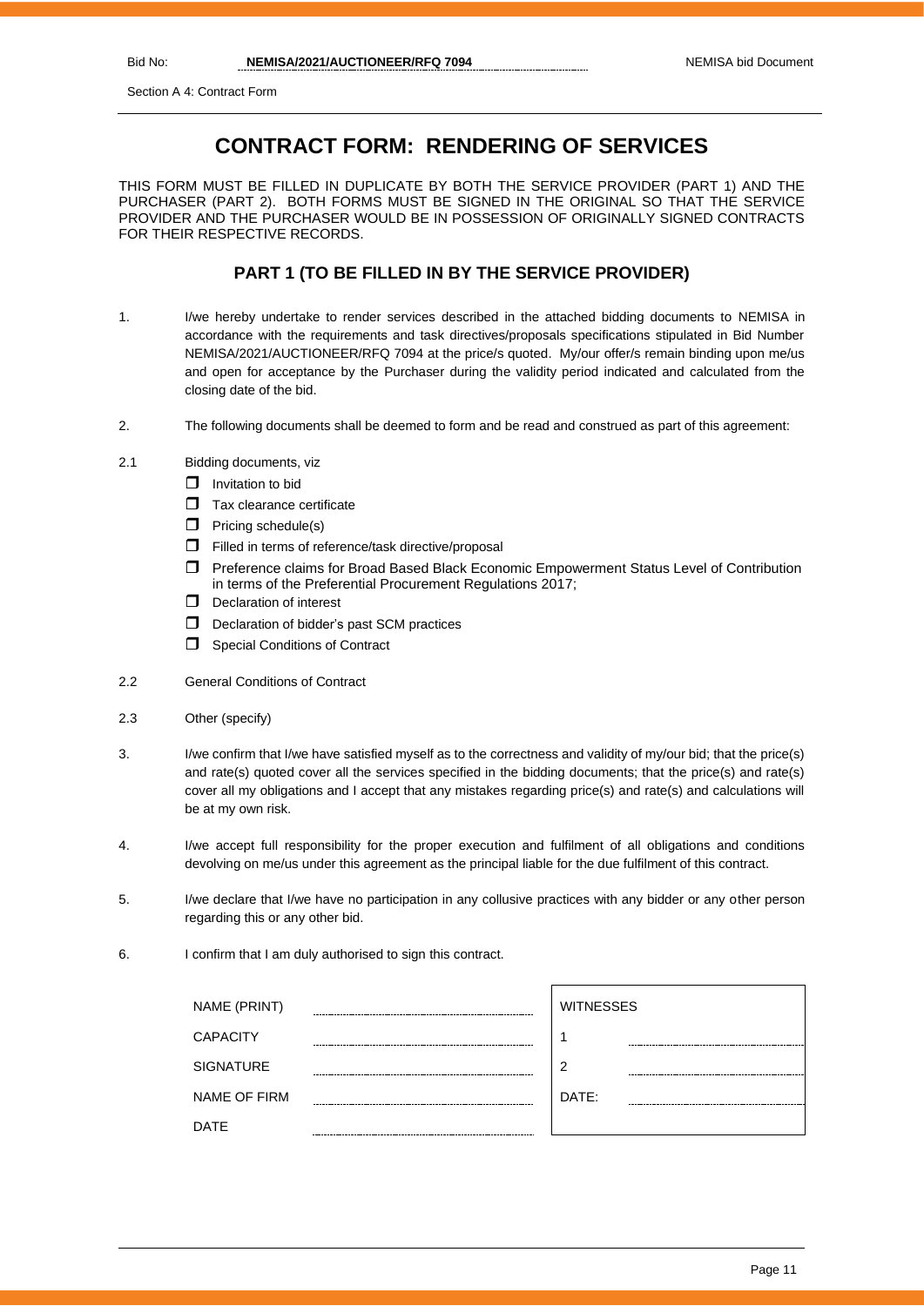Section A 4: Contract Form

# CONTRACT FORM: RENDERING OF SERVICES

THIS FORM MUST BE FILLED IN DUPLICATE BY BOTH THE SERVICE PROVIDER (PART 1) AND THE PURCHASER (PART 2). BOTH FORMS MUST BE SIGNED IN THE ORIGINAL SO THAT THE SERVICE PROVIDER AND THE PURCHASER WOULD BE IN POSSESSION OF ORIGINALLY SIGNED CONTRACTS FOR THEIR RESPECTIVE RECORDS.

## PART 1 (TO BE FILLED IN BY THE SERVICE PROVIDER)

1. I/we hereby undertake to render services described in the attached bidding documents to NEMISA in accordance with the requirements and task directives/proposals specifications stipulated in Bid Number NEMISA/2021/AUCTIONEER/RFQ 7094 at the price/s quoted. My/our offer/s remain binding upon me/us and open for acceptance by the Purchaser during the validity period indicated and calculated from the closing date of the bid.

2. The following documents shall be deemed to form and be read and construed as part of this agreement:

2.1 Bidding documents, viz

- ☐ Invitation to bid
- ☐ Tax clearance certificate
- ☐ Pricing schedule(s)
- ☐ Filled in terms of reference/task directive/proposal
- ☐ Preference claims for Broad Based Black Economic Empowerment Status Level of Contribution in terms of the Preferential Procurement Regulations 2017;
- ☐ Declaration of interest
- ☐ Declaration of bidder's past SCM practices
- ☐ Special Conditions of Contract

2.2 General Conditions of Contract

2.3 Other (specify)

3. I/we confirm that I/we have satisfied myself as to the correctness and validity of my/our bid; that the price(s) and rate(s) quoted cover all the services specified in the bidding documents; that the price(s) and rate(s) cover all my obligations and I accept that any mistakes regarding price(s) and rate(s) and calculations will be at my own risk.

4. I/we accept full responsibility for the proper execution and fulfilment of all obligations and conditions devolving on me/us under this agreement as the principal liable for the due fulfilment of this contract.

5. I/we declare that I/we have no participation in any collusive practices with any bidder or any other person regarding this or any other bid.

6. I confirm that I am duly authorised to sign this contract.

| | | | |
|---|---|---|---|
| NAME (PRINT) | ............................................ | WITNESSES | |
| CAPACITY | ............................................ | 1 | ............................................ |
| SIGNATURE | ............................................ | 2 | ............................................ |
| NAME OF FIRM | ............................................ | DATE: | ............................................ |
| DATE | ............................................ | | |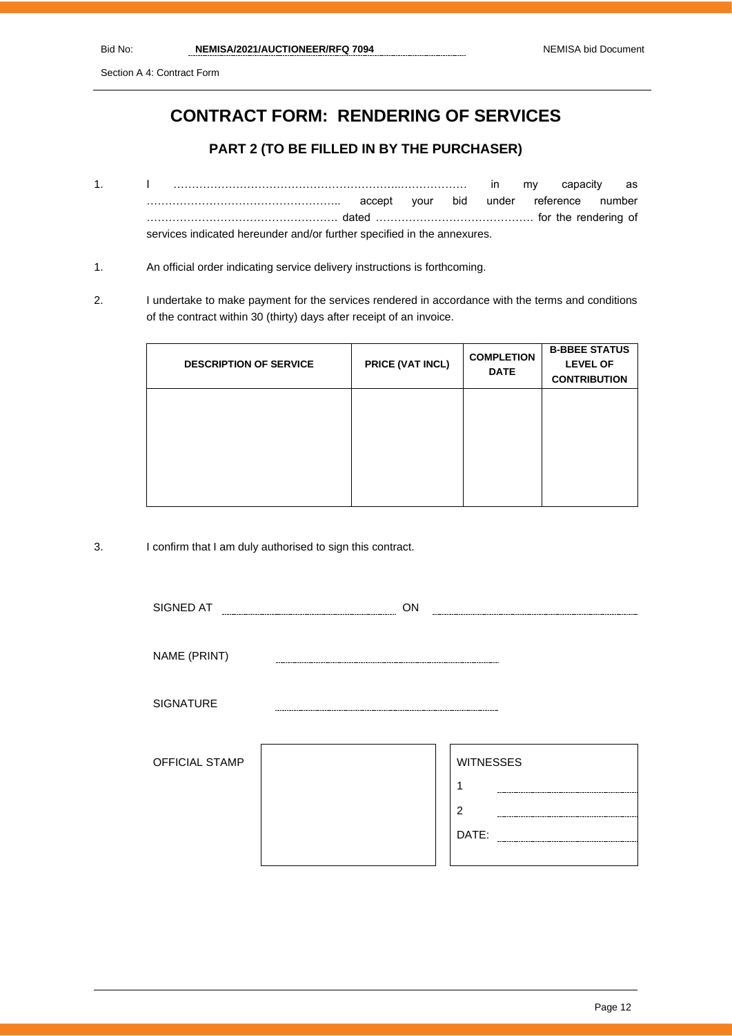## CONTRACT FORM: RENDERING OF SERVICES

### PART 2 (TO BE FILLED IN BY THE PURCHASER)

1. I ……………………………………………………..……………… in my capacity as …………………………………………….. accept your bid under reference number ……………………………………………. dated …………………………………… for the rendering of services indicated hereunder and/or further specified in the annexures.

1. An official order indicating service delivery instructions is forthcoming.

2. I undertake to make payment for the services rendered in accordance with the terms and conditions of the contract within 30 (thirty) days after receipt of an invoice.

| DESCRIPTION OF SERVICE | PRICE (VAT INCL) | COMPLETION DATE | B-BBEE STATUS LEVEL OF CONTRIBUTION |
|---|---|---|---|
| | | | |

3. I confirm that I am duly authorised to sign this contract.

SIGNED AT ………………………… ON …………………………

NAME (PRINT) …………………………

SIGNATURE …………………………

OFFICIAL STAMP

WITNESSES

1 …………………………

2 …………………………

DATE: …………………………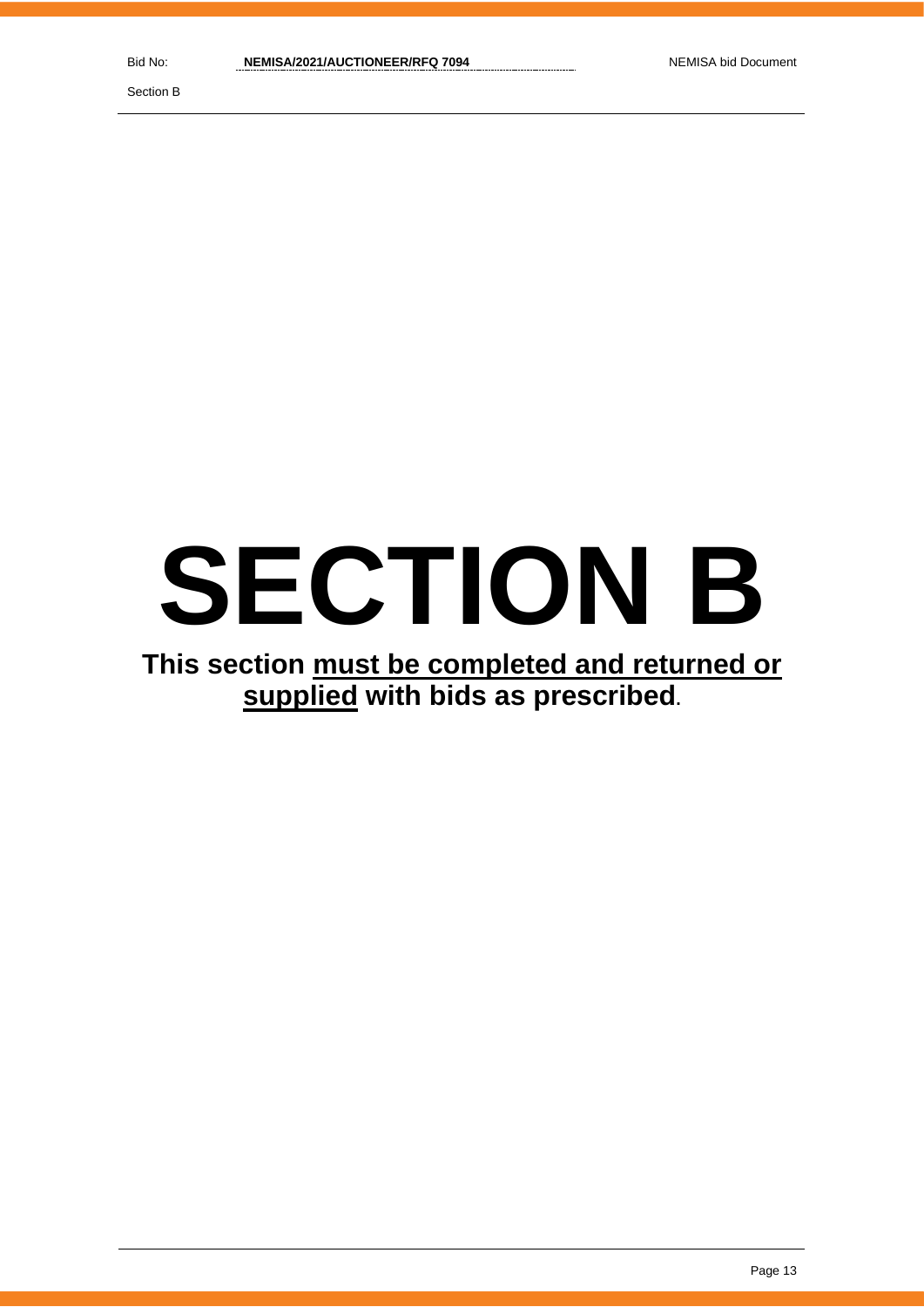# SECTION B

**This section must be completed and returned or supplied with bids as prescribed.**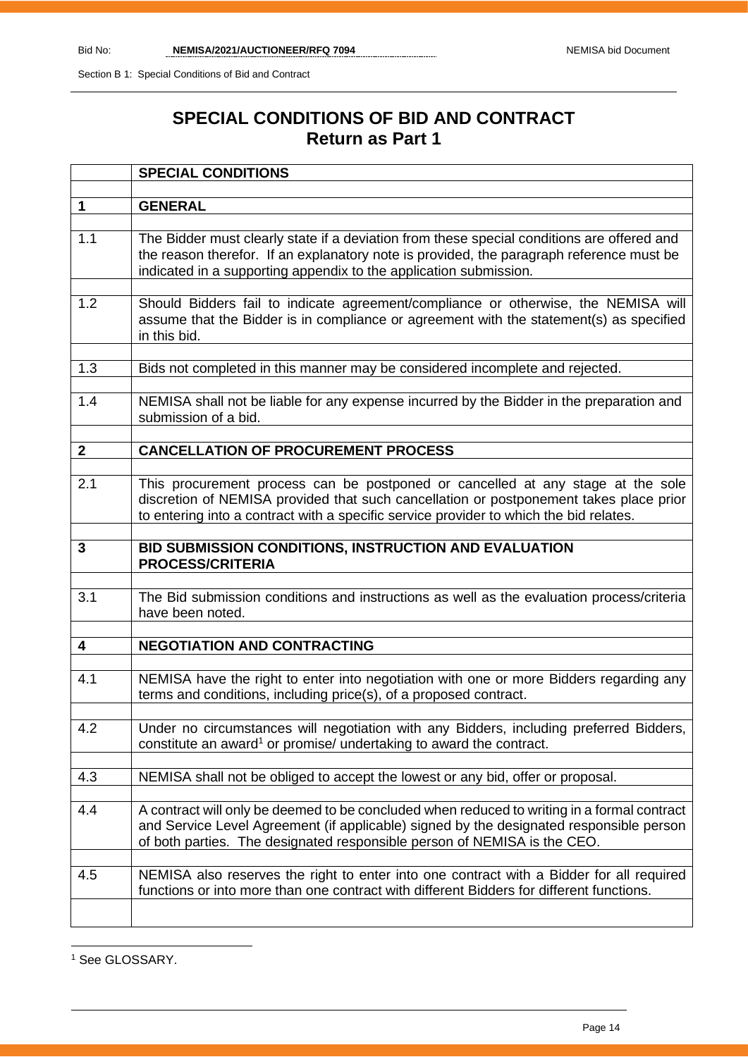# SPECIAL CONDITIONS OF BID AND CONTRACT
## Return as Part 1

| | SPECIAL CONDITIONS |
|---|---|
| **1** | **GENERAL** |
| 1.1 | The Bidder must clearly state if a deviation from these special conditions are offered and the reason therefor. If an explanatory note is provided, the paragraph reference must be indicated in a supporting appendix to the application submission. |
| 1.2 | Should Bidders fail to indicate agreement/compliance or otherwise, the NEMISA will assume that the Bidder is in compliance or agreement with the statement(s) as specified in this bid. |
| 1.3 | Bids not completed in this manner may be considered incomplete and rejected. |
| 1.4 | NEMISA shall not be liable for any expense incurred by the Bidder in the preparation and submission of a bid. |
| **2** | **CANCELLATION OF PROCUREMENT PROCESS** |
| 2.1 | This procurement process can be postponed or cancelled at any stage at the sole discretion of NEMISA provided that such cancellation or postponement takes place prior to entering into a contract with a specific service provider to which the bid relates. |
| **3** | **BID SUBMISSION CONDITIONS, INSTRUCTION AND EVALUATION PROCESS/CRITERIA** |
| 3.1 | The Bid submission conditions and instructions as well as the evaluation process/criteria have been noted. |
| **4** | **NEGOTIATION AND CONTRACTING** |
| 4.1 | NEMISA have the right to enter into negotiation with one or more Bidders regarding any terms and conditions, including price(s), of a proposed contract. |
| 4.2 | Under no circumstances will negotiation with any Bidders, including preferred Bidders, constitute an award[1] or promise/ undertaking to award the contract. |
| 4.3 | NEMISA shall not be obliged to accept the lowest or any bid, offer or proposal. |
| 4.4 | A contract will only be deemed to be concluded when reduced to writing in a formal contract and Service Level Agreement (if applicable) signed by the designated responsible person of both parties. The designated responsible person of NEMISA is the CEO. |
| 4.5 | NEMISA also reserves the right to enter into one contract with a Bidder for all required functions or into more than one contract with different Bidders for different functions. |
| | |

[1] See GLOSSARY.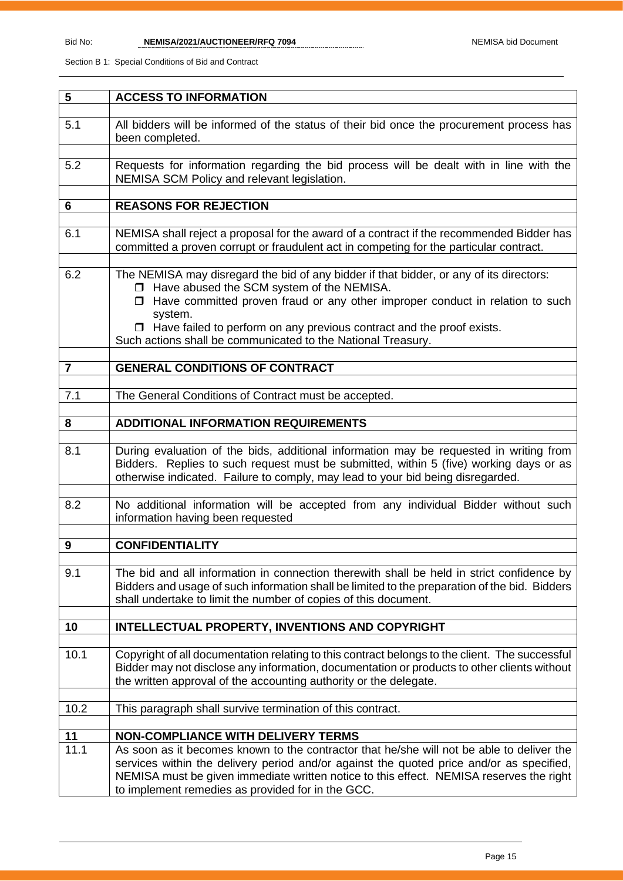| 5 | **ACCESS TO INFORMATION** |
|---|---|
| 5.1 | All bidders will be informed of the status of their bid once the procurement process has been completed. |
| 5.2 | Requests for information regarding the bid process will be dealt with in line with the NEMISA SCM Policy and relevant legislation. |
| **6** | **REASONS FOR REJECTION** |
| 6.1 | NEMISA shall reject a proposal for the award of a contract if the recommended Bidder has committed a proven corrupt or fraudulent act in competing for the particular contract. |
| 6.2 | The NEMISA may disregard the bid of any bidder if that bidder, or any of its directors:<br>❒ Have abused the SCM system of the NEMISA.<br>❒ Have committed proven fraud or any other improper conduct in relation to such system.<br>❒ Have failed to perform on any previous contract and the proof exists.<br>Such actions shall be communicated to the National Treasury. |
| **7** | **GENERAL CONDITIONS OF CONTRACT** |
| 7.1 | The General Conditions of Contract must be accepted. |
| **8** | **ADDITIONAL INFORMATION REQUIREMENTS** |
| 8.1 | During evaluation of the bids, additional information may be requested in writing from Bidders. Replies to such request must be submitted, within 5 (five) working days or as otherwise indicated. Failure to comply, may lead to your bid being disregarded. |
| 8.2 | No additional information will be accepted from any individual Bidder without such information having been requested |
| **9** | **CONFIDENTIALITY** |
| 9.1 | The bid and all information in connection therewith shall be held in strict confidence by Bidders and usage of such information shall be limited to the preparation of the bid. Bidders shall undertake to limit the number of copies of this document. |
| **10** | **INTELLECTUAL PROPERTY, INVENTIONS AND COPYRIGHT** |
| 10.1 | Copyright of all documentation relating to this contract belongs to the client. The successful Bidder may not disclose any information, documentation or products to other clients without the written approval of the accounting authority or the delegate. |
| 10.2 | This paragraph shall survive termination of this contract. |
| **11** | **NON-COMPLIANCE WITH DELIVERY TERMS** |
| 11.1 | As soon as it becomes known to the contractor that he/she will not be able to deliver the services within the delivery period and/or against the quoted price and/or as specified, NEMISA must be given immediate written notice to this effect. NEMISA reserves the right to implement remedies as provided for in the GCC. |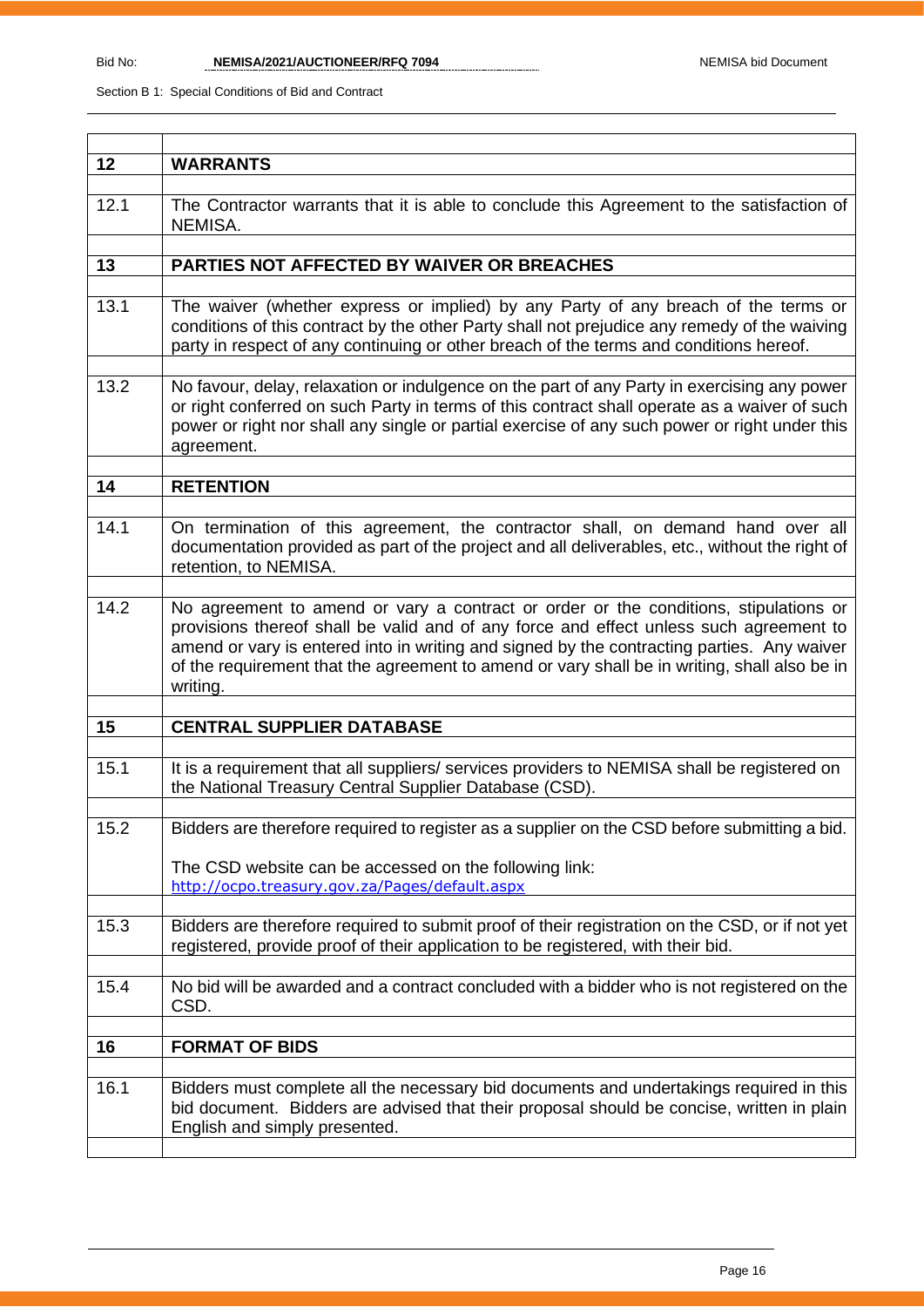| | |
|---|---|
| **12** | **WARRANTS** |
| 12.1 | The Contractor warrants that it is able to conclude this Agreement to the satisfaction of NEMISA. |
| **13** | **PARTIES NOT AFFECTED BY WAIVER OR BREACHES** |
| 13.1 | The waiver (whether express or implied) by any Party of any breach of the terms or conditions of this contract by the other Party shall not prejudice any remedy of the waiving party in respect of any continuing or other breach of the terms and conditions hereof. |
| 13.2 | No favour, delay, relaxation or indulgence on the part of any Party in exercising any power or right conferred on such Party in terms of this contract shall operate as a waiver of such power or right nor shall any single or partial exercise of any such power or right under this agreement. |
| **14** | **RETENTION** |
| 14.1 | On termination of this agreement, the contractor shall, on demand hand over all documentation provided as part of the project and all deliverables, etc., without the right of retention, to NEMISA. |
| 14.2 | No agreement to amend or vary a contract or order or the conditions, stipulations or provisions thereof shall be valid and of any force and effect unless such agreement to amend or vary is entered into in writing and signed by the contracting parties. Any waiver of the requirement that the agreement to amend or vary shall be in writing, shall also be in writing. |
| **15** | **CENTRAL SUPPLIER DATABASE** |
| 15.1 | It is a requirement that all suppliers/ services providers to NEMISA shall be registered on the National Treasury Central Supplier Database (CSD). |
| 15.2 | Bidders are therefore required to register as a supplier on the CSD before submitting a bid.<br><br>The CSD website can be accessed on the following link:<br>http://ocpo.treasury.gov.za/Pages/default.aspx |
| 15.3 | Bidders are therefore required to submit proof of their registration on the CSD, or if not yet registered, provide proof of their application to be registered, with their bid. |
| 15.4 | No bid will be awarded and a contract concluded with a bidder who is not registered on the CSD. |
| **16** | **FORMAT OF BIDS** |
| 16.1 | Bidders must complete all the necessary bid documents and undertakings required in this bid document. Bidders are advised that their proposal should be concise, written in plain English and simply presented. |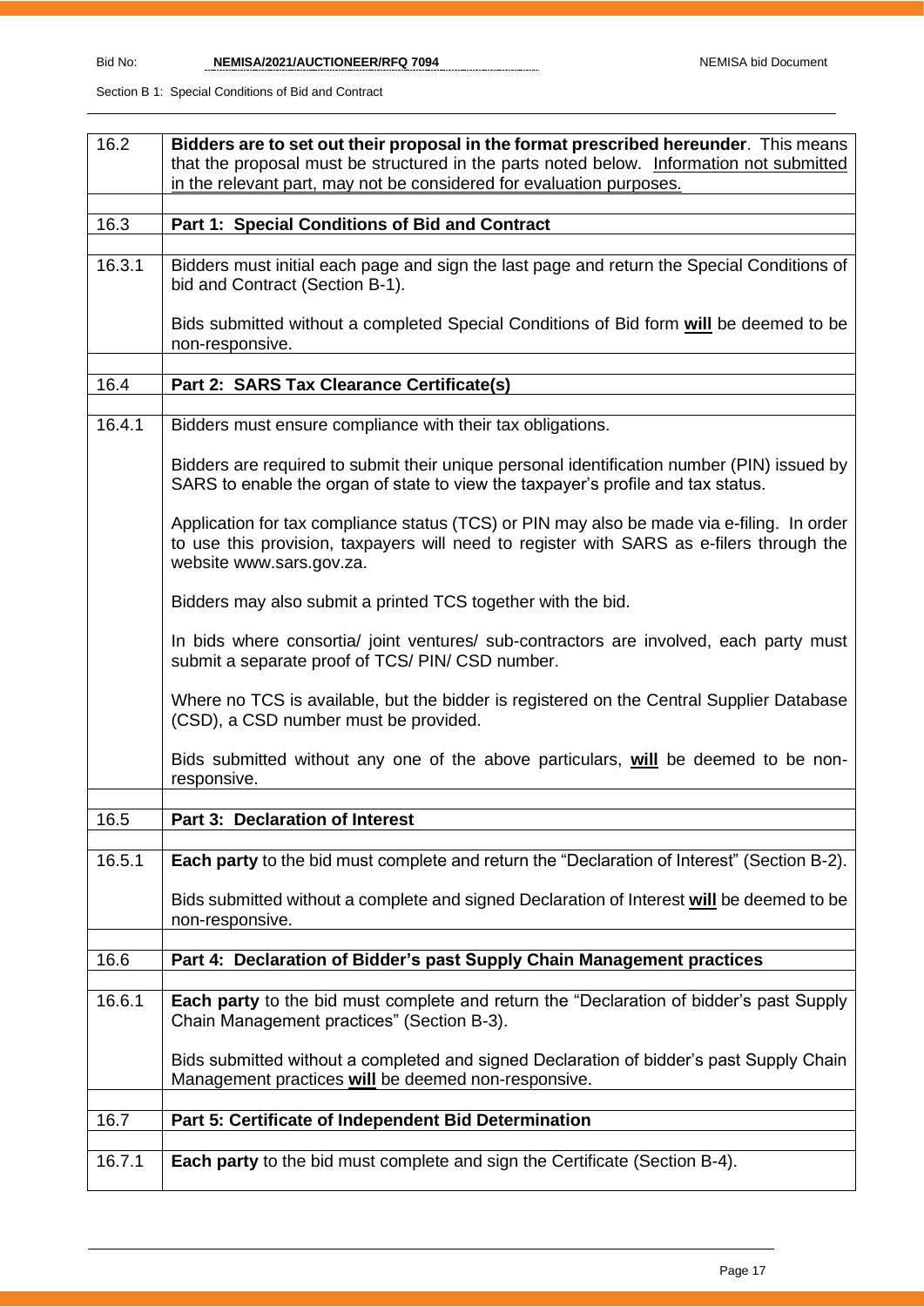| | |
|---|---|
| 16.2 | **Bidders are to set out their proposal in the format prescribed hereunder**. This means that the proposal must be structured in the parts noted below. Information not submitted in the relevant part, may not be considered for evaluation purposes. |
| | |
| 16.3 | **Part 1: Special Conditions of Bid and Contract** |
| | |
| 16.3.1 | Bidders must initial each page and sign the last page and return the Special Conditions of bid and Contract (Section B-1).<br><br>Bids submitted without a completed Special Conditions of Bid form **will** be deemed to be non-responsive. |
| | |
| 16.4 | **Part 2: SARS Tax Clearance Certificate(s)** |
| | |
| 16.4.1 | Bidders must ensure compliance with their tax obligations.<br><br>Bidders are required to submit their unique personal identification number (PIN) issued by SARS to enable the organ of state to view the taxpayer's profile and tax status.<br><br>Application for tax compliance status (TCS) or PIN may also be made via e-filing. In order to use this provision, taxpayers will need to register with SARS as e-filers through the website www.sars.gov.za.<br><br>Bidders may also submit a printed TCS together with the bid.<br><br>In bids where consortia/ joint ventures/ sub-contractors are involved, each party must submit a separate proof of TCS/ PIN/ CSD number.<br><br>Where no TCS is available, but the bidder is registered on the Central Supplier Database (CSD), a CSD number must be provided.<br><br>Bids submitted without any one of the above particulars, **will** be deemed to be non-responsive. |
| | |
| 16.5 | **Part 3: Declaration of Interest** |
| | |
| 16.5.1 | **Each party** to the bid must complete and return the "Declaration of Interest" (Section B-2).<br><br>Bids submitted without a complete and signed Declaration of Interest **will** be deemed to be non-responsive. |
| | |
| 16.6 | **Part 4: Declaration of Bidder's past Supply Chain Management practices** |
| | |
| 16.6.1 | **Each party** to the bid must complete and return the "Declaration of bidder's past Supply Chain Management practices" (Section B-3).<br><br>Bids submitted without a completed and signed Declaration of bidder's past Supply Chain Management practices **will** be deemed non-responsive. |
| | |
| 16.7 | **Part 5: Certificate of Independent Bid Determination** |
| | |
| 16.7.1 | **Each party** to the bid must complete and sign the Certificate (Section B-4). |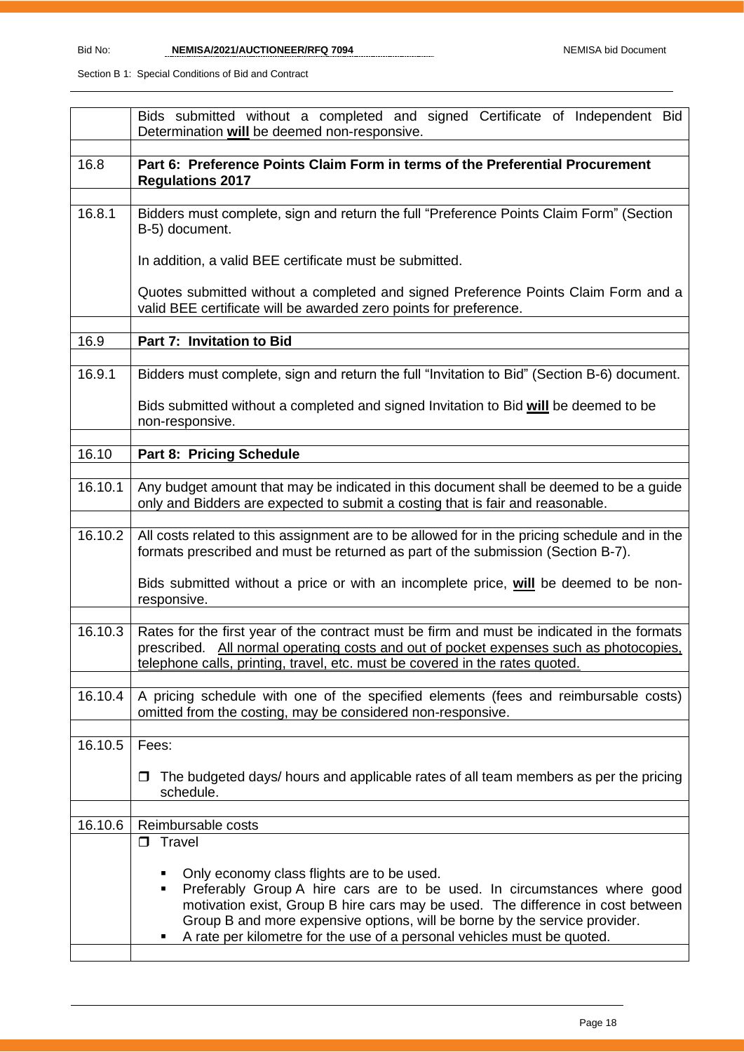| | |
|---|---|
| | Bids submitted without a completed and signed Certificate of Independent Bid Determination **will** be deemed non-responsive. |
| | |
| 16.8 | **Part 6: Preference Points Claim Form in terms of the Preferential Procurement Regulations 2017** |
| | |
| 16.8.1 | Bidders must complete, sign and return the full "Preference Points Claim Form" (Section B-5) document.<br><br>In addition, a valid BEE certificate must be submitted.<br><br>Quotes submitted without a completed and signed Preference Points Claim Form and a valid BEE certificate will be awarded zero points for preference. |
| | |
| 16.9 | **Part 7: Invitation to Bid** |
| | |
| 16.9.1 | Bidders must complete, sign and return the full "Invitation to Bid" (Section B-6) document.<br><br>Bids submitted without a completed and signed Invitation to Bid **will** be deemed to be non-responsive. |
| | |
| 16.10 | **Part 8: Pricing Schedule** |
| | |
| 16.10.1 | Any budget amount that may be indicated in this document shall be deemed to be a guide only and Bidders are expected to submit a costing that is fair and reasonable. |
| | |
| 16.10.2 | All costs related to this assignment are to be allowed for in the pricing schedule and in the formats prescribed and must be returned as part of the submission (Section B-7).<br><br>Bids submitted without a price or with an incomplete price, **will** be deemed to be non-responsive. |
| | |
| 16.10.3 | Rates for the first year of the contract must be firm and must be indicated in the formats prescribed. All normal operating costs and out of pocket expenses such as photocopies, telephone calls, printing, travel, etc. must be covered in the rates quoted. |
| | |
| 16.10.4 | A pricing schedule with one of the specified elements (fees and reimbursable costs) omitted from the costing, may be considered non-responsive. |
| | |
| 16.10.5 | Fees:<br><br>❒ The budgeted days/ hours and applicable rates of all team members as per the pricing schedule. |
| | |
| 16.10.6 | Reimbursable costs |
| | ❒ Travel<br><br>▪ Only economy class flights are to be used.<br>▪ Preferably Group A hire cars are to be used. In circumstances where good motivation exist, Group B hire cars may be used. The difference in cost between Group B and more expensive options, will be borne by the service provider.<br>▪ A rate per kilometre for the use of a personal vehicles must be quoted. |
| | |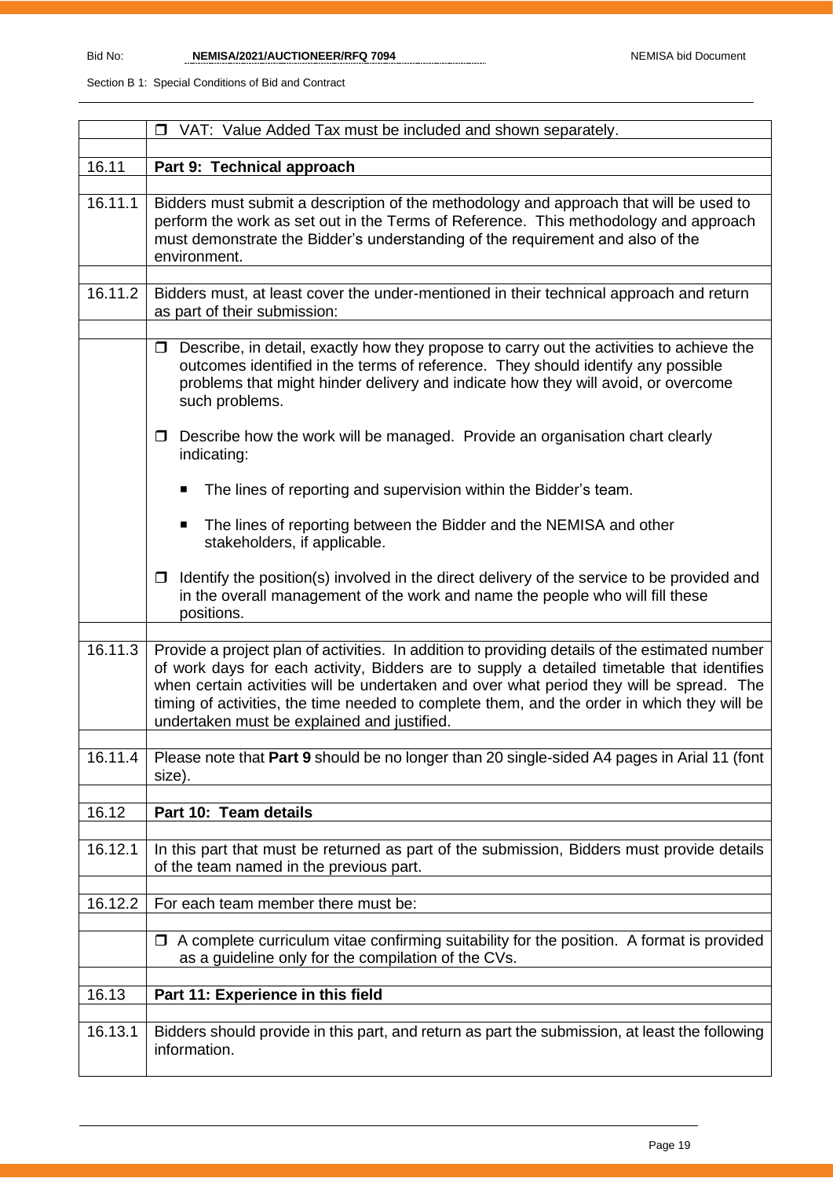| | |
|---|---|
| | ❒ VAT: Value Added Tax must be included and shown separately. |
| 16.11 | **Part 9: Technical approach** |
| 16.11.1 | Bidders must submit a description of the methodology and approach that will be used to perform the work as set out in the Terms of Reference. This methodology and approach must demonstrate the Bidder's understanding of the requirement and also of the environment. |
| 16.11.2 | Bidders must, at least cover the under-mentioned in their technical approach and return as part of their submission: |
| | ❒ Describe, in detail, exactly how they propose to carry out the activities to achieve the outcomes identified in the terms of reference. They should identify any possible problems that might hinder delivery and indicate how they will avoid, or overcome such problems.<br><br>❒ Describe how the work will be managed. Provide an organisation chart clearly indicating:<br><br>▪ The lines of reporting and supervision within the Bidder's team.<br><br>▪ The lines of reporting between the Bidder and the NEMISA and other stakeholders, if applicable.<br><br>❒ Identify the position(s) involved in the direct delivery of the service to be provided and in the overall management of the work and name the people who will fill these positions. |
| 16.11.3 | Provide a project plan of activities. In addition to providing details of the estimated number of work days for each activity, Bidders are to supply a detailed timetable that identifies when certain activities will be undertaken and over what period they will be spread. The timing of activities, the time needed to complete them, and the order in which they will be undertaken must be explained and justified. |
| 16.11.4 | Please note that **Part 9** should be no longer than 20 single-sided A4 pages in Arial 11 (font size). |
| 16.12 | **Part 10: Team details** |
| 16.12.1 | In this part that must be returned as part of the submission, Bidders must provide details of the team named in the previous part. |
| 16.12.2 | For each team member there must be: |
| | ❒ A complete curriculum vitae confirming suitability for the position. A format is provided as a guideline only for the compilation of the CVs. |
| 16.13 | **Part 11: Experience in this field** |
| 16.13.1 | Bidders should provide in this part, and return as part the submission, at least the following information. |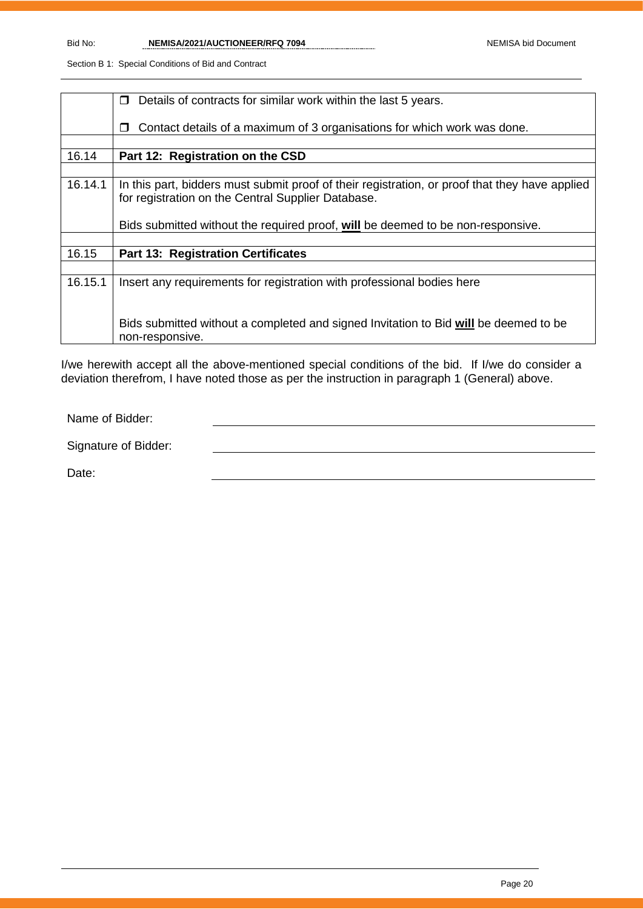| | |
|---|---|
| | ❒ Details of contracts for similar work within the last 5 years.<br><br>❒ Contact details of a maximum of 3 organisations for which work was done. |
| | |
| 16.14 | **Part 12: Registration on the CSD** |
| | |
| 16.14.1 | In this part, bidders must submit proof of their registration, or proof that they have applied for registration on the Central Supplier Database.<br><br>Bids submitted without the required proof, **will** be deemed to be non-responsive. |
| | |
| 16.15 | **Part 13: Registration Certificates** |
| | |
| 16.15.1 | Insert any requirements for registration with professional bodies here<br><br><br>Bids submitted without a completed and signed Invitation to Bid **will** be deemed to be non-responsive. |

I/we herewith accept all the above-mentioned special conditions of the bid. If I/we do consider a deviation therefrom, I have noted those as per the instruction in paragraph 1 (General) above.

Name of Bidder: ______________________________

Signature of Bidder: ______________________________

Date: ______________________________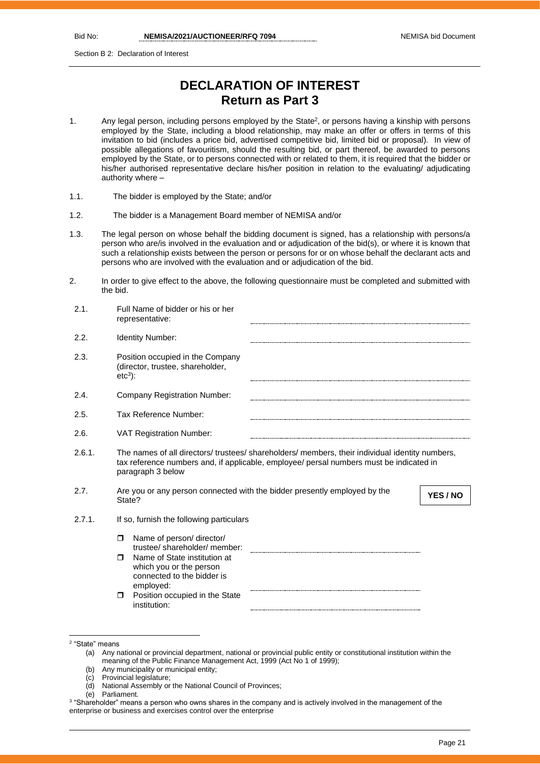Section B 2: Declaration of Interest

# DECLARATION OF INTEREST
## Return as Part 3

1. Any legal person, including persons employed by the State[2], or persons having a kinship with persons employed by the State, including a blood relationship, may make an offer or offers in terms of this invitation to bid (includes a price bid, advertised competitive bid, limited bid or proposal). In view of possible allegations of favouritism, should the resulting bid, or part thereof, be awarded to persons employed by the State, or to persons connected with or related to them, it is required that the bidder or his/her authorised representative declare his/her position in relation to the evaluating/ adjudicating authority where –

1.1. The bidder is employed by the State; and/or

1.2. The bidder is a Management Board member of NEMISA and/or

1.3. The legal person on whose behalf the bidding document is signed, has a relationship with persons/a person who are/is involved in the evaluation and or adjudication of the bid(s), or where it is known that such a relationship exists between the person or persons for or on whose behalf the declarant acts and persons who are involved with the evaluation and or adjudication of the bid.

2. In order to give effect to the above, the following questionnaire must be completed and submitted with the bid.

2.1. Full Name of bidder or his or her representative: ……………………………………………

2.2. Identity Number: ……………………………………………

2.3. Position occupied in the Company (director, trustee, shareholder, etc[3]): ……………………………………………

2.4. Company Registration Number: ……………………………………………

2.5. Tax Reference Number: ……………………………………………

2.6. VAT Registration Number: ……………………………………………

2.6.1. The names of all directors/ trustees/ shareholders/ members, their individual identity numbers, tax reference numbers and, if applicable, employee/ persal numbers must be indicated in paragraph 3 below

2.7. Are you or any person connected with the bidder presently employed by the State? **YES / NO**

2.7.1. If so, furnish the following particulars

- Name of person/ director/ trustee/ shareholder/ member: ……………………………………………
- Name of State institution at which you or the person connected to the bidder is employed: ……………………………………………
- Position occupied in the State institution: ……………………………………………

---

[2] "State" means
(a) Any national or provincial department, national or provincial public entity or constitutional institution within the meaning of the Public Finance Management Act, 1999 (Act No 1 of 1999);
(b) Any municipality or municipal entity;
(c) Provincial legislature;
(d) National Assembly or the National Council of Provinces;
(e) Parliament.

[3] "Shareholder" means a person who owns shares in the company and is actively involved in the management of the enterprise or business and exercises control over the enterprise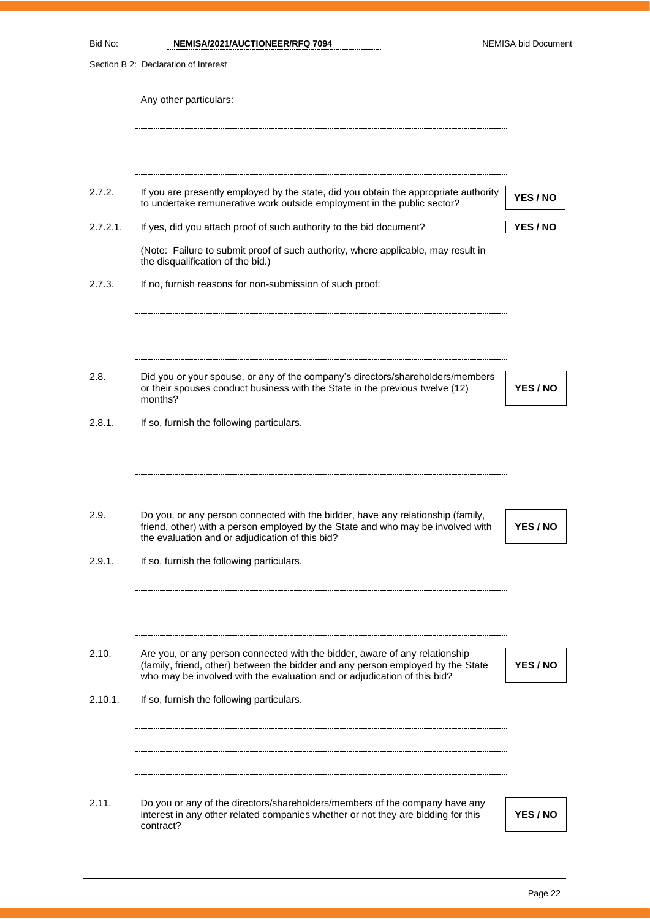Any other particulars:

............................................................................................................

............................................................................................................

............................................................................................................

| | | |
|---|---|---|
| 2.7.2. | If you are presently employed by the state, did you obtain the appropriate authority to undertake remunerative work outside employment in the public sector? | **YES / NO** |
| 2.7.2.1. | If yes, did you attach proof of such authority to the bid document? | **YES / NO** |

(Note: Failure to submit proof of such authority, where applicable, may result in the disqualification of the bid.)

2.7.3. If no, furnish reasons for non-submission of such proof:

............................................................................................................

............................................................................................................

............................................................................................................

| | | |
|---|---|---|
| 2.8. | Did you or your spouse, or any of the company's directors/shareholders/members or their spouses conduct business with the State in the previous twelve (12) months? | **YES / NO** |

2.8.1. If so, furnish the following particulars.

............................................................................................................

............................................................................................................

............................................................................................................

| | | |
|---|---|---|
| 2.9. | Do you, or any person connected with the bidder, have any relationship (family, friend, other) with a person employed by the State and who may be involved with the evaluation and or adjudication of this bid? | **YES / NO** |

2.9.1. If so, furnish the following particulars.

............................................................................................................

............................................................................................................

............................................................................................................

| | | |
|---|---|---|
| 2.10. | Are you, or any person connected with the bidder, aware of any relationship (family, friend, other) between the bidder and any person employed by the State who may be involved with the evaluation and or adjudication of this bid? | **YES / NO** |

2.10.1. If so, furnish the following particulars.

............................................................................................................

............................................................................................................

............................................................................................................

| | | |
|---|---|---|
| 2.11. | Do you or any of the directors/shareholders/members of the company have any interest in any other related companies whether or not they are bidding for this contract? | **YES / NO** |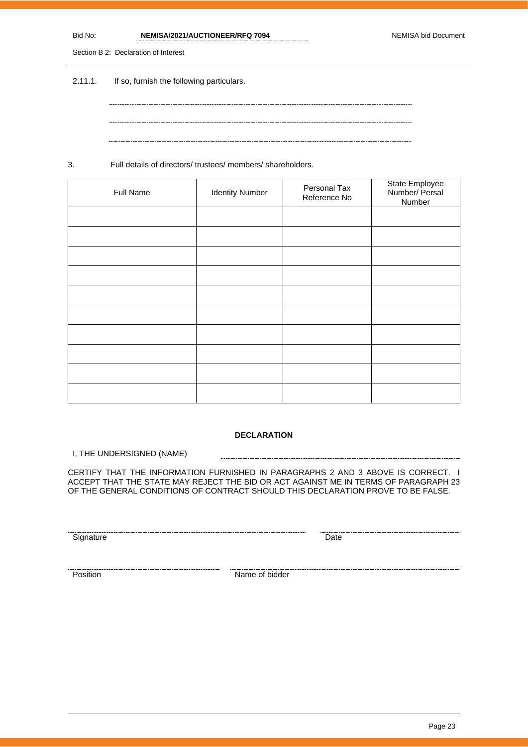2.11.1. If so, furnish the following particulars.

.................................................................................................................................

.................................................................................................................................

.................................................................................................................................

3. Full details of directors/ trustees/ members/ shareholders.

| Full Name | Identity Number | Personal Tax Reference No | State Employee Number/ Persal Number |
|---|---|---|---|
| | | | |
| | | | |
| | | | |
| | | | |
| | | | |
| | | | |
| | | | |
| | | | |
| | | | |
| | | | |

**DECLARATION**

I, THE UNDERSIGNED (NAME) .................................................................................

CERTIFY THAT THE INFORMATION FURNISHED IN PARAGRAPHS 2 AND 3 ABOVE IS CORRECT. I ACCEPT THAT THE STATE MAY REJECT THE BID OR ACT AGAINST ME IN TERMS OF PARAGRAPH 23 OF THE GENERAL CONDITIONS OF CONTRACT SHOULD THIS DECLARATION PROVE TO BE FALSE.

................................................................................. .................................................

Signature Date

................................................................................. .................................................

Position Name of bidder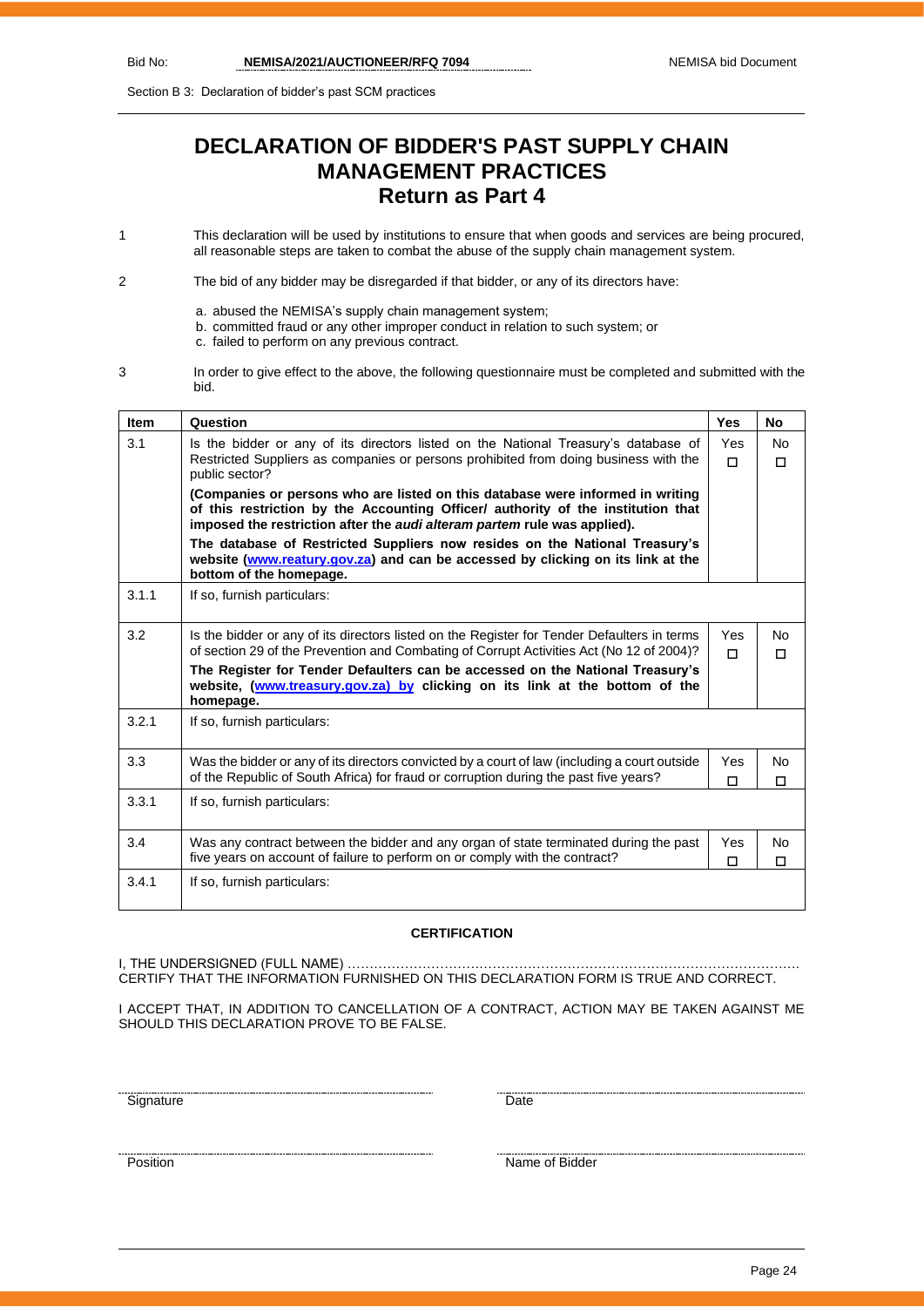# DECLARATION OF BIDDER'S PAST SUPPLY CHAIN MANAGEMENT PRACTICES
## Return as Part 4

1 This declaration will be used by institutions to ensure that when goods and services are being procured, all reasonable steps are taken to combat the abuse of the supply chain management system.

2 The bid of any bidder may be disregarded if that bidder, or any of its directors have:

a. abused the NEMISA's supply chain management system;
b. committed fraud or any other improper conduct in relation to such system; or
c. failed to perform on any previous contract.

3 In order to give effect to the above, the following questionnaire must be completed and submitted with the bid.

| Item | Question | Yes | No |
|---|---|---|---|
| 3.1 | Is the bidder or any of its directors listed on the National Treasury's database of Restricted Suppliers as companies or persons prohibited from doing business with the public sector?<br>**(Companies or persons who are listed on this database were informed in writing of this restriction by the Accounting Officer/ authority of the institution that imposed the restriction after the *audi alteram partem* rule was applied).**<br>**The database of Restricted Suppliers now resides on the National Treasury's website (www.reatury.gov.za) and can be accessed by clicking on its link at the bottom of the homepage.** | Yes ☐ | No ☐ |
| 3.1.1 | If so, furnish particulars: | | |
| 3.2 | Is the bidder or any of its directors listed on the Register for Tender Defaulters in terms of section 29 of the Prevention and Combating of Corrupt Activities Act (No 12 of 2004)?<br>**The Register for Tender Defaulters can be accessed on the National Treasury's website, (www.treasury.gov.za) by clicking on its link at the bottom of the homepage.** | Yes ☐ | No ☐ |
| 3.2.1 | If so, furnish particulars: | | |
| 3.3 | Was the bidder or any of its directors convicted by a court of law (including a court outside of the Republic of South Africa) for fraud or corruption during the past five years? | Yes ☐ | No ☐ |
| 3.3.1 | If so, furnish particulars: | | |
| 3.4 | Was any contract between the bidder and any organ of state terminated during the past five years on account of failure to perform on or comply with the contract? | Yes ☐ | No ☐ |
| 3.4.1 | If so, furnish particulars: | | |

**CERTIFICATION**

I, THE UNDERSIGNED (FULL NAME) ………………………………………………………………………………………… CERTIFY THAT THE INFORMATION FURNISHED ON THIS DECLARATION FORM IS TRUE AND CORRECT.

I ACCEPT THAT, IN ADDITION TO CANCELLATION OF A CONTRACT, ACTION MAY BE TAKEN AGAINST ME SHOULD THIS DECLARATION PROVE TO BE FALSE.

Signature ……………………………… Date ………………………………

Position ……………………………… Name of Bidder ………………………………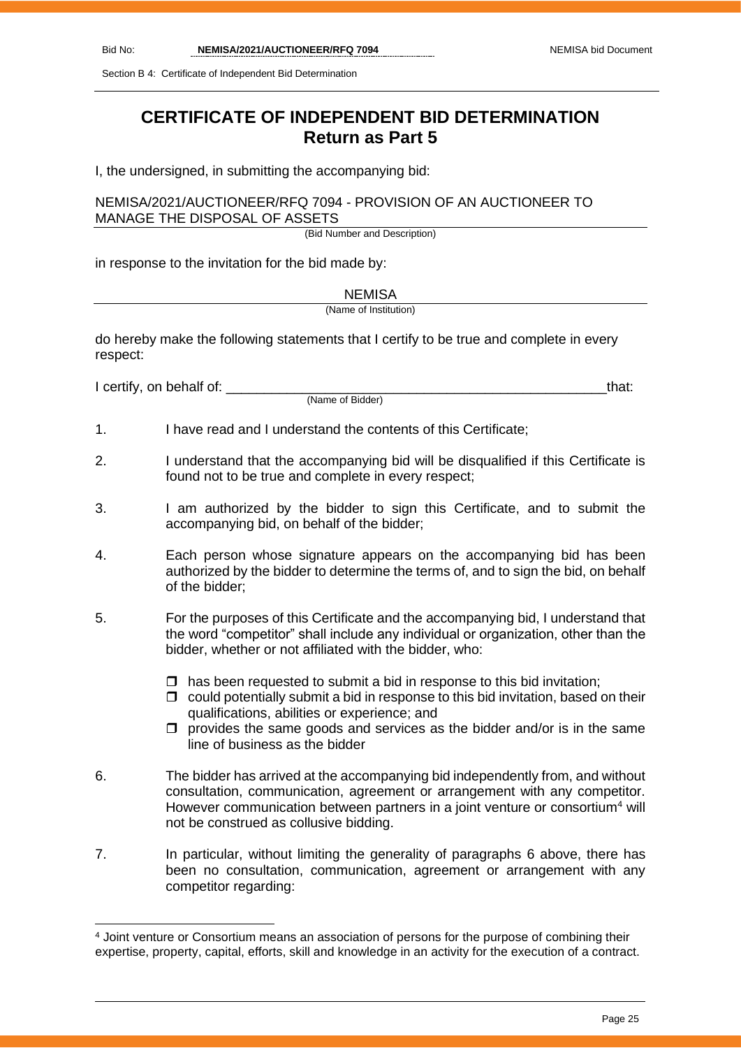# CERTIFICATE OF INDEPENDENT BID DETERMINATION
## Return as Part 5

I, the undersigned, in submitting the accompanying bid:

NEMISA/2021/AUCTIONEER/RFQ 7094 - PROVISION OF AN AUCTIONEER TO MANAGE THE DISPOSAL OF ASSETS

(Bid Number and Description)

in response to the invitation for the bid made by:

NEMISA

(Name of Institution)

do hereby make the following statements that I certify to be true and complete in every respect:

I certify, on behalf of: ___________________________________________________that:

(Name of Bidder)

1. I have read and I understand the contents of this Certificate;

2. I understand that the accompanying bid will be disqualified if this Certificate is found not to be true and complete in every respect;

3. I am authorized by the bidder to sign this Certificate, and to submit the accompanying bid, on behalf of the bidder;

4. Each person whose signature appears on the accompanying bid has been authorized by the bidder to determine the terms of, and to sign the bid, on behalf of the bidder;

5. For the purposes of this Certificate and the accompanying bid, I understand that the word "competitor" shall include any individual or organization, other than the bidder, whether or not affiliated with the bidder, who:

   - ☐ has been requested to submit a bid in response to this bid invitation;
   - ☐ could potentially submit a bid in response to this bid invitation, based on their qualifications, abilities or experience; and
   - ☐ provides the same goods and services as the bidder and/or is in the same line of business as the bidder

6. The bidder has arrived at the accompanying bid independently from, and without consultation, communication, agreement or arrangement with any competitor. However communication between partners in a joint venture or consortium[4] will not be construed as collusive bidding.

7. In particular, without limiting the generality of paragraphs 6 above, there has been no consultation, communication, agreement or arrangement with any competitor regarding:

---

[4] Joint venture or Consortium means an association of persons for the purpose of combining their expertise, property, capital, efforts, skill and knowledge in an activity for the execution of a contract.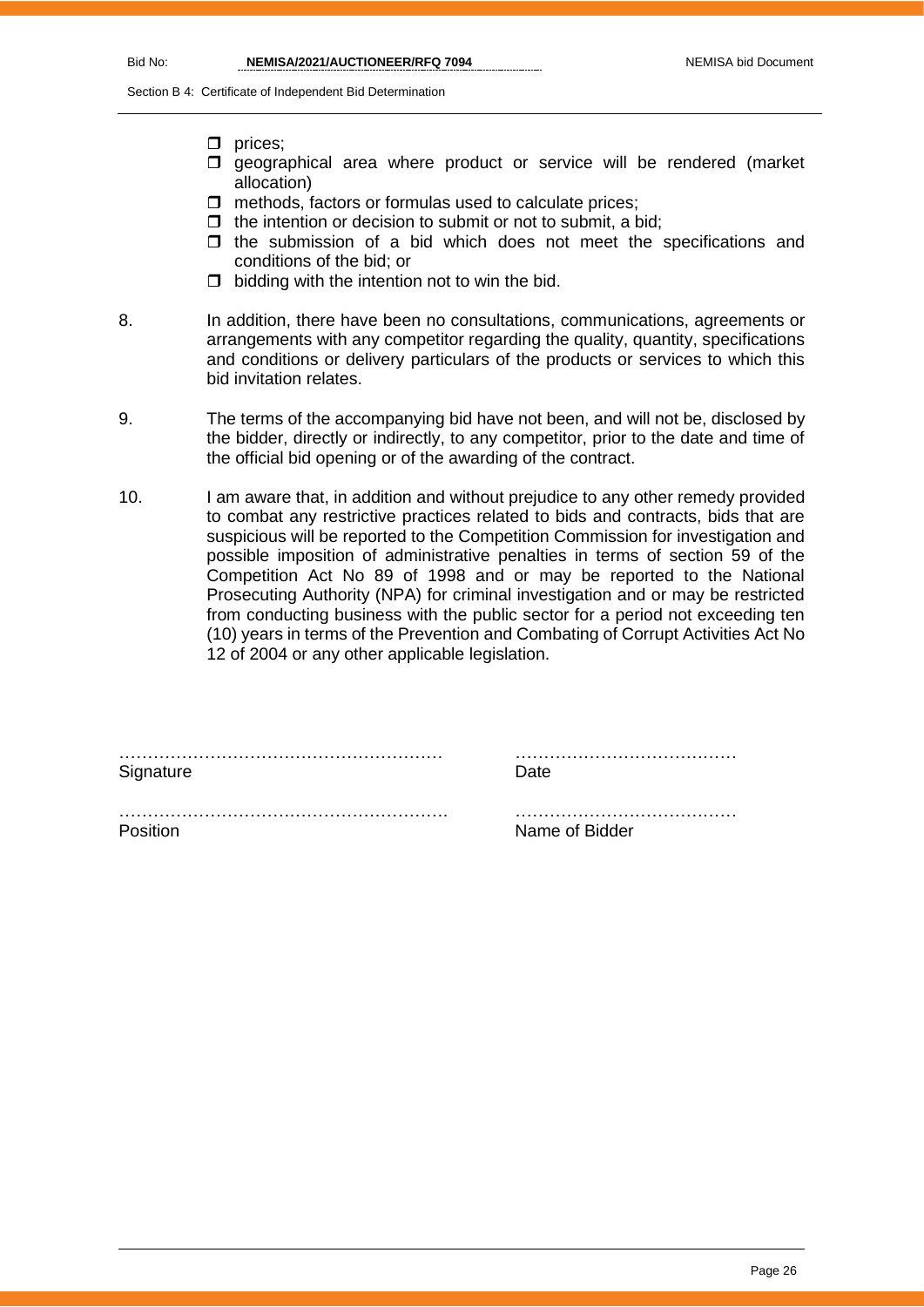- ☐ prices;
- ☐ geographical area where product or service will be rendered (market allocation)
- ☐ methods, factors or formulas used to calculate prices;
- ☐ the intention or decision to submit or not to submit, a bid;
- ☐ the submission of a bid which does not meet the specifications and conditions of the bid; or
- ☐ bidding with the intention not to win the bid.

8. In addition, there have been no consultations, communications, agreements or arrangements with any competitor regarding the quality, quantity, specifications and conditions or delivery particulars of the products or services to which this bid invitation relates.

9. The terms of the accompanying bid have not been, and will not be, disclosed by the bidder, directly or indirectly, to any competitor, prior to the date and time of the official bid opening or of the awarding of the contract.

10. I am aware that, in addition and without prejudice to any other remedy provided to combat any restrictive practices related to bids and contracts, bids that are suspicious will be reported to the Competition Commission for investigation and possible imposition of administrative penalties in terms of section 59 of the Competition Act No 89 of 1998 and or may be reported to the National Prosecuting Authority (NPA) for criminal investigation and or may be restricted from conducting business with the public sector for a period not exceeding ten (10) years in terms of the Prevention and Combating of Corrupt Activities Act No 12 of 2004 or any other applicable legislation.

………………………………………………… ………………………………… 
Signature Date

………………………………………………… ………………………………… 
Position Name of Bidder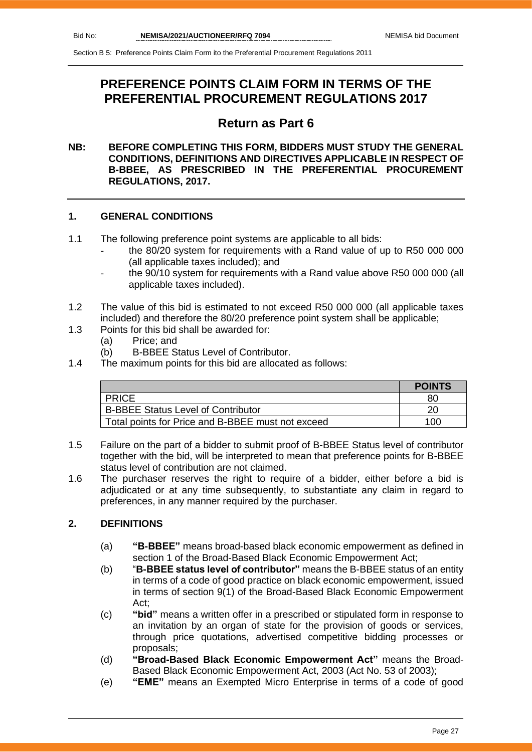# PREFERENCE POINTS CLAIM FORM IN TERMS OF THE PREFERENTIAL PROCUREMENT REGULATIONS 2017

## Return as Part 6

**NB: BEFORE COMPLETING THIS FORM, BIDDERS MUST STUDY THE GENERAL CONDITIONS, DEFINITIONS AND DIRECTIVES APPLICABLE IN RESPECT OF B-BBEE, AS PRESCRIBED IN THE PREFERENTIAL PROCUREMENT REGULATIONS, 2017.**

### 1. GENERAL CONDITIONS

1.1 The following preference point systems are applicable to all bids:
- the 80/20 system for requirements with a Rand value of up to R50 000 000 (all applicable taxes included); and
- the 90/10 system for requirements with a Rand value above R50 000 000 (all applicable taxes included).

1.2 The value of this bid is estimated to not exceed R50 000 000 (all applicable taxes included) and therefore the 80/20 preference point system shall be applicable;

1.3 Points for this bid shall be awarded for:
(a) Price; and
(b) B-BBEE Status Level of Contributor.

1.4 The maximum points for this bid are allocated as follows:

| | POINTS |
|---|---|
| PRICE | 80 |
| B-BBEE Status Level of Contributor | 20 |
| Total points for Price and B-BBEE must not exceed | 100 |

1.5 Failure on the part of a bidder to submit proof of B-BBEE Status level of contributor together with the bid, will be interpreted to mean that preference points for B-BBEE status level of contribution are not claimed.

1.6 The purchaser reserves the right to require of a bidder, either before a bid is adjudicated or at any time subsequently, to substantiate any claim in regard to preferences, in any manner required by the purchaser.

### 2. DEFINITIONS

(a) **"B-BBEE"** means broad-based black economic empowerment as defined in section 1 of the Broad-Based Black Economic Empowerment Act;

(b) "**B-BBEE status level of contributor"** means the B-BBEE status of an entity in terms of a code of good practice on black economic empowerment, issued in terms of section 9(1) of the Broad-Based Black Economic Empowerment Act;

(c) **"bid"** means a written offer in a prescribed or stipulated form in response to an invitation by an organ of state for the provision of goods or services, through price quotations, advertised competitive bidding processes or proposals;

(d) **"Broad-Based Black Economic Empowerment Act"** means the Broad-Based Black Economic Empowerment Act, 2003 (Act No. 53 of 2003);

(e) **"EME"** means an Exempted Micro Enterprise in terms of a code of good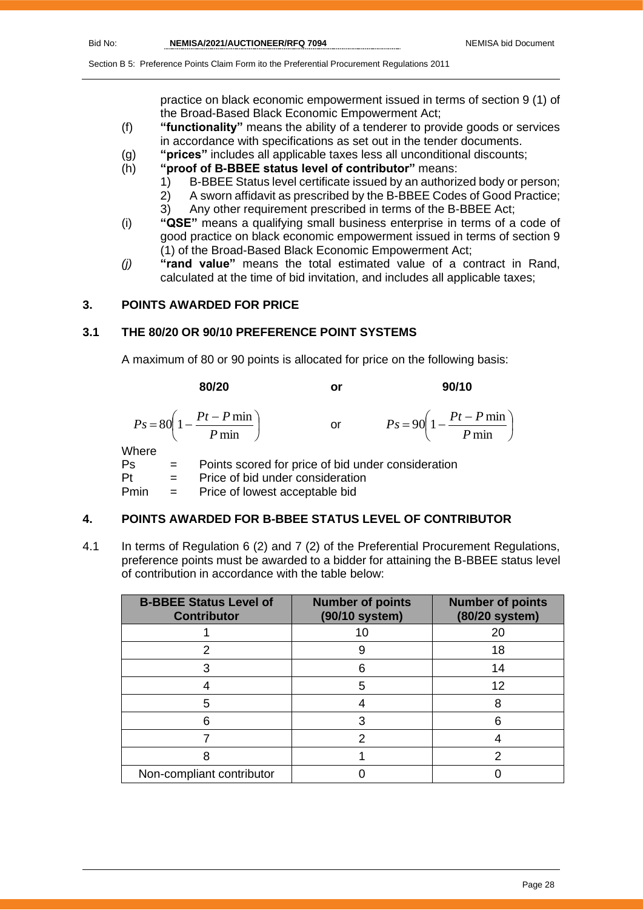practice on black economic empowerment issued in terms of section 9 (1) of the Broad-Based Black Economic Empowerment Act;

(f) **"functionality"** means the ability of a tenderer to provide goods or services in accordance with specifications as set out in the tender documents.

(g) **"prices"** includes all applicable taxes less all unconditional discounts;

(h) **"proof of B-BBEE status level of contributor"** means:
1) B-BBEE Status level certificate issued by an authorized body or person;
2) A sworn affidavit as prescribed by the B-BBEE Codes of Good Practice;
3) Any other requirement prescribed in terms of the B-BBEE Act;

(i) **"QSE"** means a qualifying small business enterprise in terms of a code of good practice on black economic empowerment issued in terms of section 9 (1) of the Broad-Based Black Economic Empowerment Act;

*(j)* **"rand value"** means the total estimated value of a contract in Rand, calculated at the time of bid invitation, and includes all applicable taxes;

## 3. POINTS AWARDED FOR PRICE

### 3.1 THE 80/20 OR 90/10 PREFERENCE POINT SYSTEMS

A maximum of 80 or 90 points is allocated for price on the following basis:

**80/20** **or** **90/10**

$$Ps = 80\left(1 - \frac{Pt - P\min}{P\min}\right) \quad \text{or} \quad Ps = 90\left(1 - \frac{Pt - P\min}{P\min}\right)$$

Where

Ps = Points scored for price of bid under consideration

Pt = Price of bid under consideration

Pmin = Price of lowest acceptable bid

## 4. POINTS AWARDED FOR B-BBEE STATUS LEVEL OF CONTRIBUTOR

4.1 In terms of Regulation 6 (2) and 7 (2) of the Preferential Procurement Regulations, preference points must be awarded to a bidder for attaining the B-BBEE status level of contribution in accordance with the table below:

| B-BBEE Status Level of Contributor | Number of points (90/10 system) | Number of points (80/20 system) |
|---|---|---|
| 1 | 10 | 20 |
| 2 | 9 | 18 |
| 3 | 6 | 14 |
| 4 | 5 | 12 |
| 5 | 4 | 8 |
| 6 | 3 | 6 |
| 7 | 2 | 4 |
| 8 | 1 | 2 |
| Non-compliant contributor | 0 | 0 |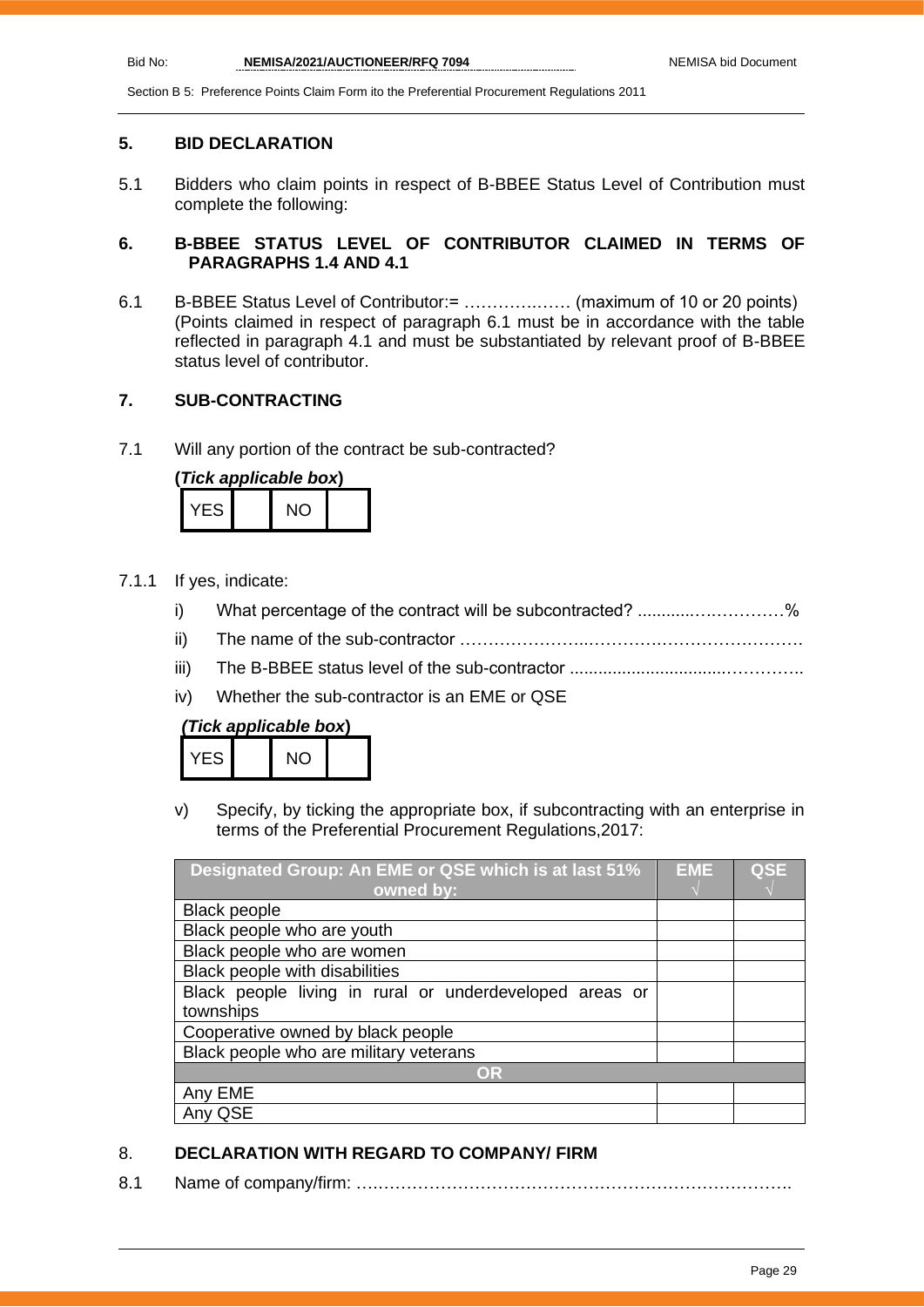## 5. BID DECLARATION

5.1 Bidders who claim points in respect of B-BBEE Status Level of Contribution must complete the following:

## 6. B-BBEE STATUS LEVEL OF CONTRIBUTOR CLAIMED IN TERMS OF PARAGRAPHS 1.4 AND 4.1

6.1 B-BBEE Status Level of Contributor:= ……………..…… (maximum of 10 or 20 points)
(Points claimed in respect of paragraph 6.1 must be in accordance with the table reflected in paragraph 4.1 and must be substantiated by relevant proof of B-BBEE status level of contributor.

## 7. SUB-CONTRACTING

7.1 Will any portion of the contract be sub-contracted?

**(*Tick applicable box*)**

| YES | | NO | |
|---|---|---|---|

7.1.1 If yes, indicate:

i) What percentage of the contract will be subcontracted? ............…………%

ii) The name of the sub-contractor …………………..………….……………………

iii) The B-BBEE status level of the sub-contractor ...............................…………..

iv) Whether the sub-contractor is an EME or QSE

***(Tick applicable box*)**

| YES | | NO | |
|---|---|---|---|

v) Specify, by ticking the appropriate box, if subcontracting with an enterprise in terms of the Preferential Procurement Regulations,2017:

| Designated Group: An EME or QSE which is at last 51% owned by: | EME √ | QSE √ |
|---|---|---|
| Black people | | |
| Black people who are youth | | |
| Black people who are women | | |
| Black people with disabilities | | |
| Black people living in rural or underdeveloped areas or townships | | |
| Cooperative owned by black people | | |
| Black people who are military veterans | | |
| **OR** | | |
| Any EME | | |
| Any QSE | | |

## 8. DECLARATION WITH REGARD TO COMPANY/ FIRM

8.1 Name of company/firm: ….……………………………………………………………….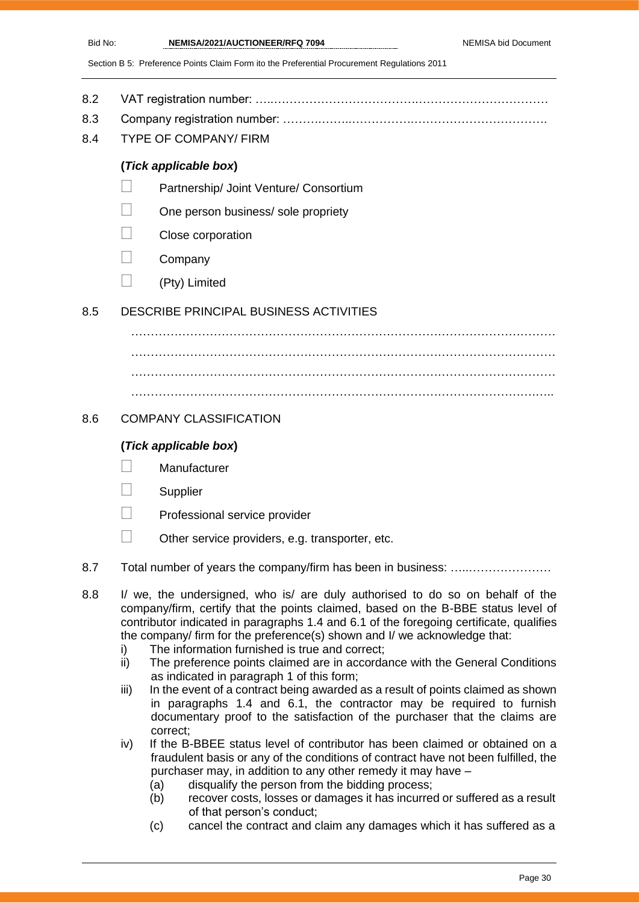8.2 VAT registration number: …..……………………………….……………………………

8.3 Company registration number: ……….……..…………….…………………………….

8.4 TYPE OF COMPANY/ FIRM

**(*Tick applicable box*)**

- ☐ Partnership/ Joint Venture/ Consortium
- ☐ One person business/ sole propriety
- ☐ Close corporation
- ☐ Company
- ☐ (Pty) Limited

8.5 DESCRIBE PRINCIPAL BUSINESS ACTIVITIES

………………………………………………………………………………………………

………………………………………………………………………………………………

………………………………………………………………………………………………

……………………………………………………………………………………………..

8.6 COMPANY CLASSIFICATION

**(*Tick applicable box*)**

- ☐ Manufacturer
- ☐ Supplier
- ☐ Professional service provider
- ☐ Other service providers, e.g. transporter, etc.

8.7 Total number of years the company/firm has been in business: …...…………………

8.8 I/ we, the undersigned, who is/ are duly authorised to do so on behalf of the company/firm, certify that the points claimed, based on the B-BBE status level of contributor indicated in paragraphs 1.4 and 6.1 of the foregoing certificate, qualifies the company/ firm for the preference(s) shown and I/ we acknowledge that:

i) The information furnished is true and correct;

ii) The preference points claimed are in accordance with the General Conditions as indicated in paragraph 1 of this form;

iii) In the event of a contract being awarded as a result of points claimed as shown in paragraphs 1.4 and 6.1, the contractor may be required to furnish documentary proof to the satisfaction of the purchaser that the claims are correct;

iv) If the B-BBEE status level of contributor has been claimed or obtained on a fraudulent basis or any of the conditions of contract have not been fulfilled, the purchaser may, in addition to any other remedy it may have –

(a) disqualify the person from the bidding process;

(b) recover costs, losses or damages it has incurred or suffered as a result of that person's conduct;

(c) cancel the contract and claim any damages which it has suffered as a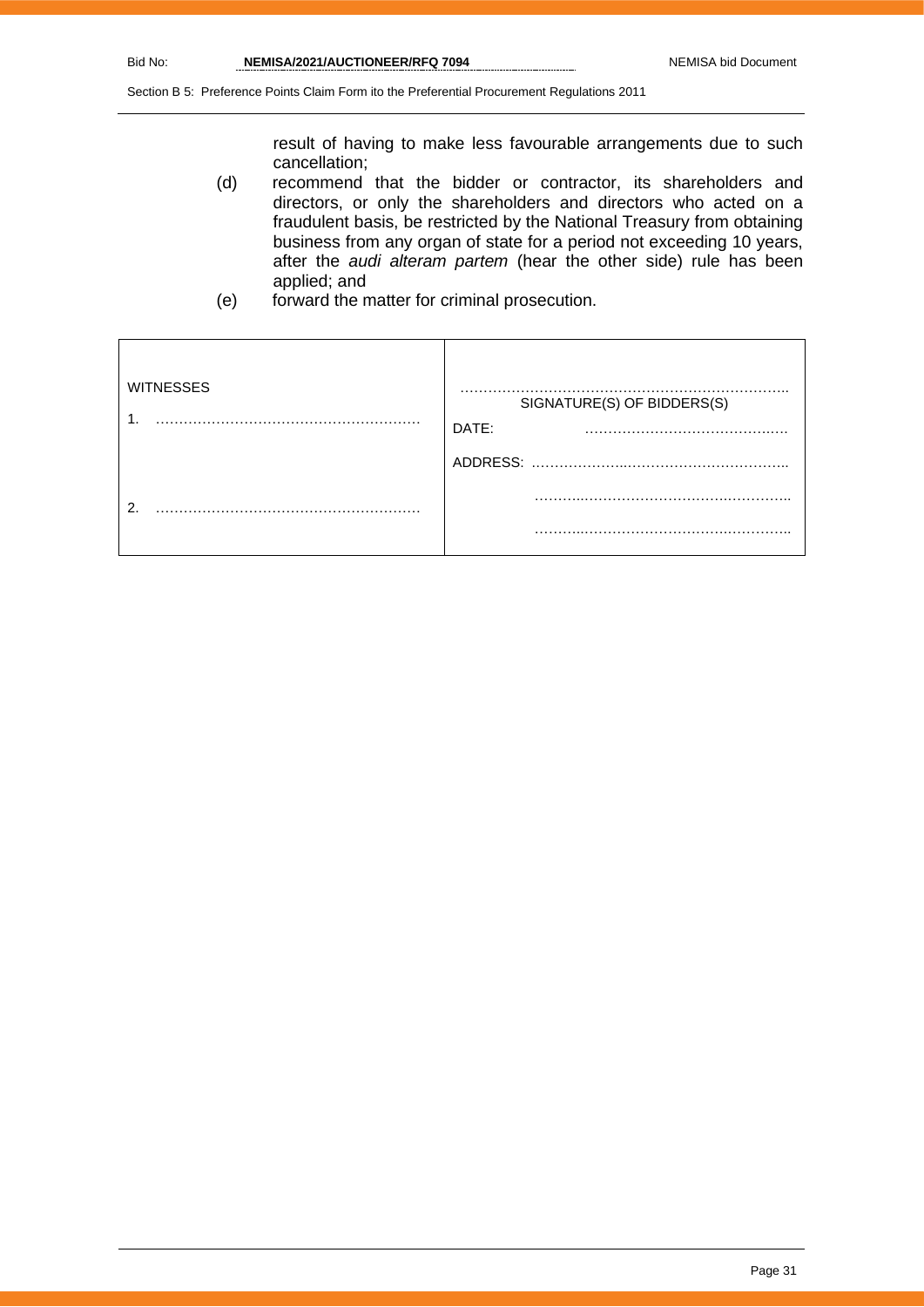result of having to make less favourable arrangements due to such cancellation;

(d) recommend that the bidder or contractor, its shareholders and directors, or only the shareholders and directors who acted on a fraudulent basis, be restricted by the National Treasury from obtaining business from any organ of state for a period not exceeding 10 years, after the *audi alteram partem* (hear the other side) rule has been applied; and

(e) forward the matter for criminal prosecution.

| WITNESSES | |
|---|---|
| 1. ………………………………………………… | ……………………………………………………………..<br>SIGNATURE(S) OF BIDDERS(S) |
| | DATE: ………………………………….…. |
| | ADDRESS: ………………..…………………………….. |
| 2. ………………………………………………… | ……….……………………….……………. |
| | ……….……………………….……………. |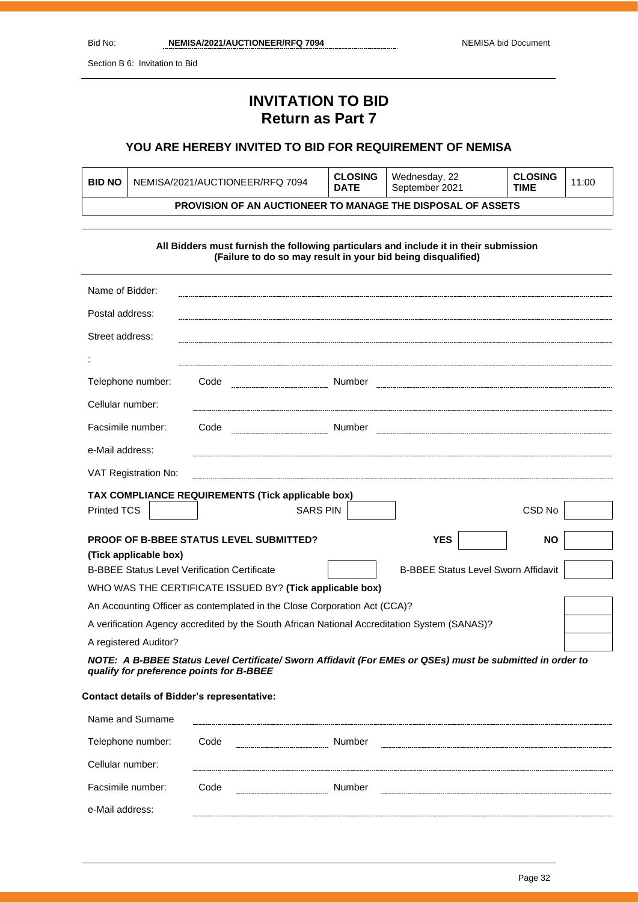Section B 6: Invitation to Bid

# INVITATION TO BID
## Return as Part 7

### YOU ARE HEREBY INVITED TO BID FOR REQUIREMENT OF NEMISA

| **BID NO** | NEMISA/2021/AUCTIONEER/RFQ 7094 | **CLOSING DATE** | Wednesday, 22 September 2021 | **CLOSING TIME** | 11:00 |
|---|---|---|---|---|---|
| **PROVISION OF AN AUCTIONEER TO MANAGE THE DISPOSAL OF ASSETS** | | | | | |

**All Bidders must furnish the following particulars and include it in their submission**
**(Failure to do so may result in your bid being disqualified)**

Name of Bidder: ..........

Postal address: ..........

Street address: ..........

: ..........

Telephone number: Code .......... Number ..........

Cellular number: ..........

Facsimile number: Code .......... Number ..........

e-Mail address: ..........

VAT Registration No: ..........

**TAX COMPLIANCE REQUIREMENTS (Tick applicable box)**

| Printed TCS | | SARS PIN | | CSD No | |
|---|---|---|---|---|---|

| **PROOF OF B-BBEE STATUS LEVEL SUBMITTED? (Tick applicable box)** | **YES** | | **NO** | |
|---|---|---|---|---|
| B-BBEE Status Level Verification Certificate | | B-BBEE Status Level Sworn Affidavit | | |

WHO WAS THE CERTIFICATE ISSUED BY? **(Tick applicable box)**

| | |
|---|---|
| An Accounting Officer as contemplated in the Close Corporation Act (CCA)? | |
| A verification Agency accredited by the South African National Accreditation System (SANAS)? | |
| A registered Auditor? | |

***NOTE: A B-BBEE Status Level Certificate/ Sworn Affidavit (For EMEs or QSEs) must be submitted in order to qualify for preference points for B-BBEE***

**Contact details of Bidder's representative:**

Name and Surname ..........

Telephone number: Code .......... Number ..........

Cellular number: ..........

Facsimile number: Code .......... Number ..........

e-Mail address: ..........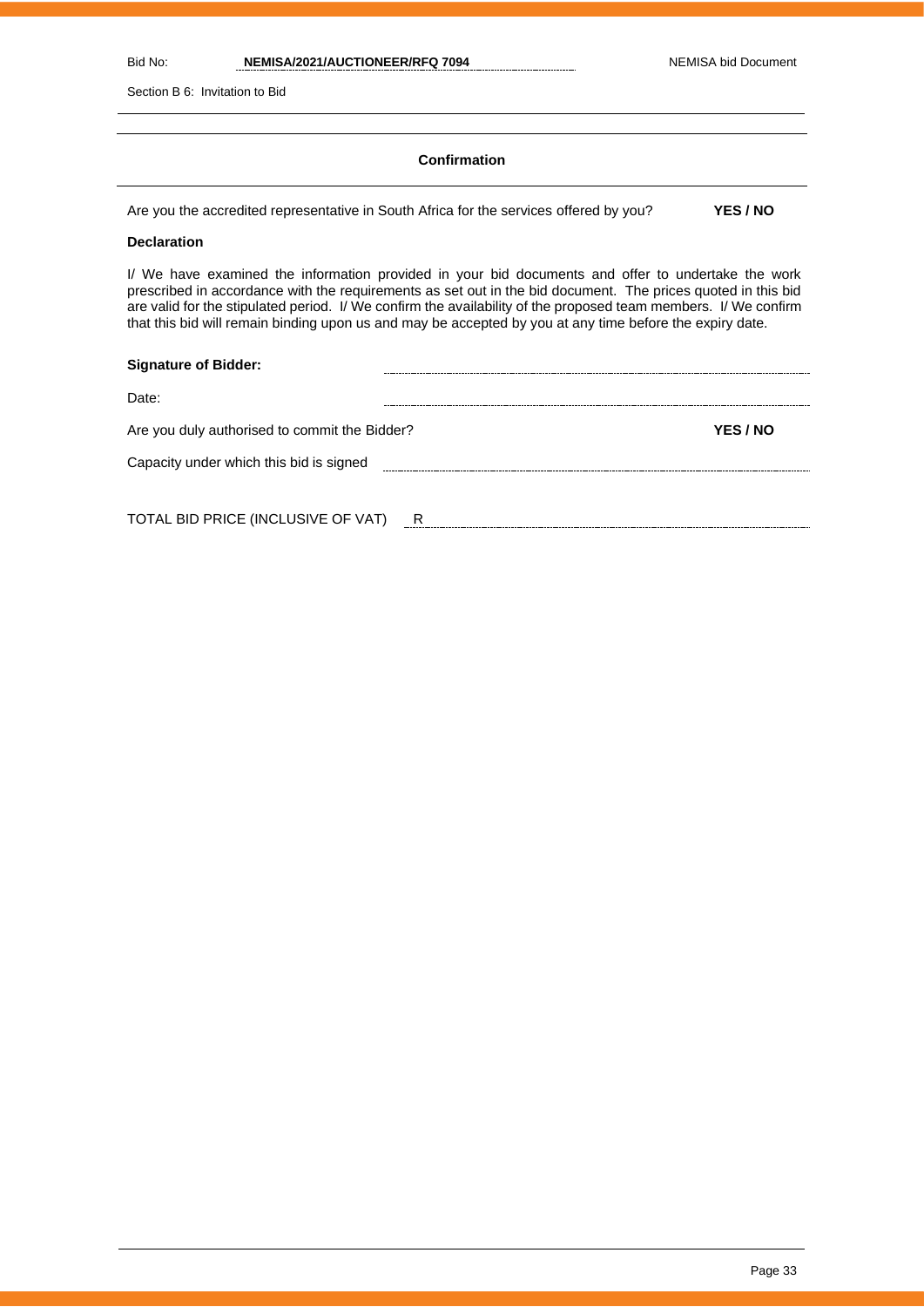## Confirmation

Are you the accredited representative in South Africa for the services offered by you? **YES / NO**

**Declaration**

I/ We have examined the information provided in your bid documents and offer to undertake the work prescribed in accordance with the requirements as set out in the bid document. The prices quoted in this bid are valid for the stipulated period. I/ We confirm the availability of the proposed team members. I/ We confirm that this bid will remain binding upon us and may be accepted by you at any time before the expiry date.

**Signature of Bidder:** ..............................................................

Date: ..............................................................

Are you duly authorised to commit the Bidder? **YES / NO**

Capacity under which this bid is signed ..............................................................

TOTAL BID PRICE (INCLUSIVE OF VAT) R ..............................................................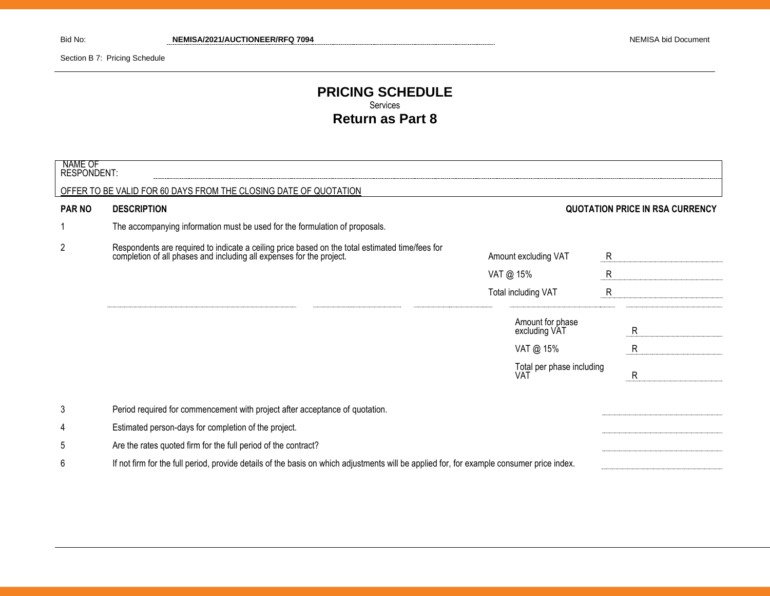Bid No: NEMISA/2021/AUCTIONEER/RFQ 7094

Section B 7: Pricing Schedule

# PRICING SCHEDULE

Services

## Return as Part 8

NAME OF RESPONDENT: ..............................................................................

OFFER TO BE VALID FOR 60 DAYS FROM THE CLOSING DATE OF QUOTATION

| PAR NO | DESCRIPTION | | QUOTATION PRICE IN RSA CURRENCY |
|---|---|---|---|
| 1 | The accompanying information must be used for the formulation of proposals. | | |
| 2 | Respondents are required to indicate a ceiling price based on the total estimated time/fees for completion of all phases and including all expenses for the project. | Amount excluding VAT | R |
| | | VAT @ 15% | R |
| | | Total including VAT | R |
| | | Amount for phase excluding VAT | R |
| | | VAT @ 15% | R |
| | | Total per phase including VAT | R |
| 3 | Period required for commencement with project after acceptance of quotation. | | |
| 4 | Estimated person-days for completion of the project. | | |
| 5 | Are the rates quoted firm for the full period of the contract? | | |
| 6 | If not firm for the full period, provide details of the basis on which adjustments will be applied for, for example consumer price index. | | |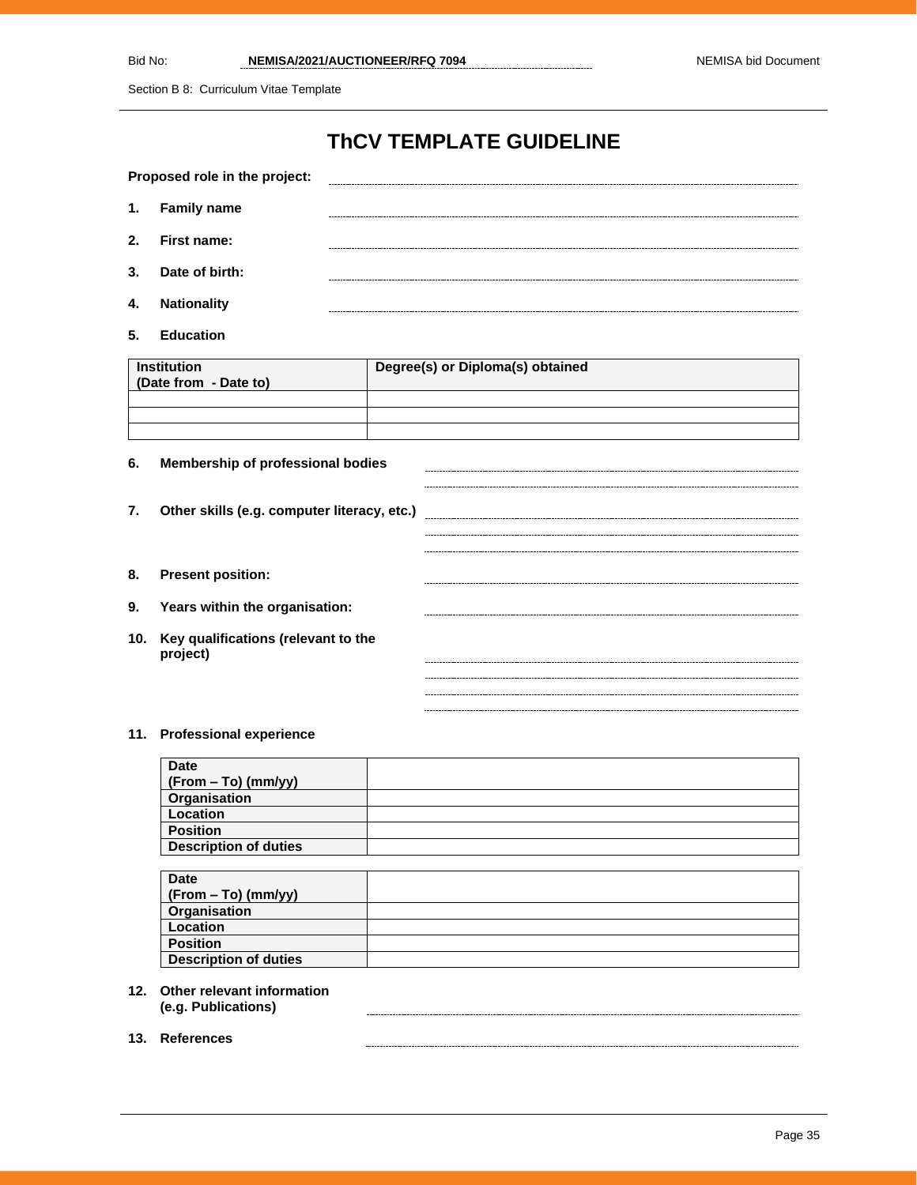# ThCV TEMPLATE GUIDELINE

**Proposed role in the project:** ..........................................................

1. **Family name** ..........................................................
2. **First name:** ..........................................................
3. **Date of birth:** ..........................................................
4. **Nationality** ..........................................................
5. **Education**

| Institution (Date from - Date to) | Degree(s) or Diploma(s) obtained |
|---|---|
| | |
| | |
| | |

6. **Membership of professional bodies** ..........................................................
7. **Other skills (e.g. computer literacy, etc.)** ..........................................................
8. **Present position:** ..........................................................
9. **Years within the organisation:** ..........................................................
10. **Key qualifications (relevant to the project)** ..........................................................
11. **Professional experience**

| | |
|---|---|
| **Date (From – To) (mm/yy)** | |
| **Organisation** | |
| **Location** | |
| **Position** | |
| **Description of duties** | |

| | |
|---|---|
| **Date (From – To) (mm/yy)** | |
| **Organisation** | |
| **Location** | |
| **Position** | |
| **Description of duties** | |

12. **Other relevant information (e.g. Publications)** ..........................................................
13. **References** ..........................................................